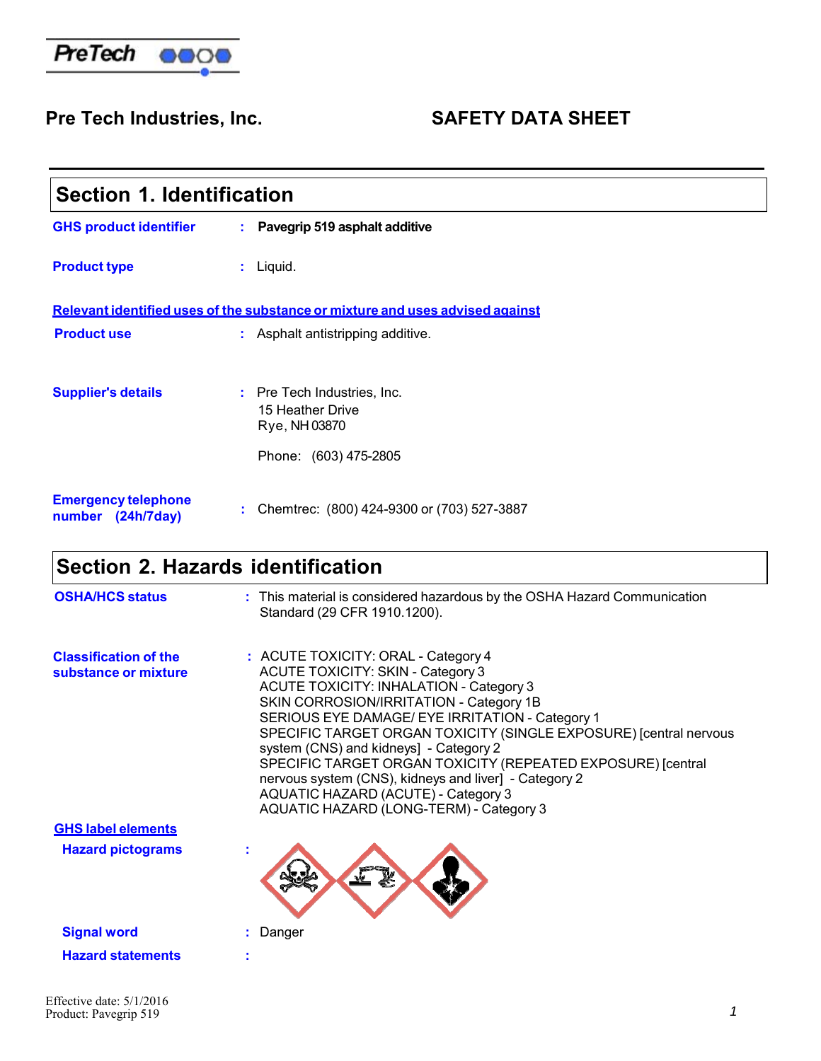PreTech

**Pre Tech Industries, Inc.** **SAFETY DATA SHEET**

## Section 1. Identification

**GHS product identifier** : **Pavegrip 519 asphalt additive**

**Product type** : Liquid.

**Relevant identified uses of the substance or mixture and uses advised against**

**Product use** : Asphalt antistripping additive.

**Supplier's details** : Pre Tech Industries, Inc.
15 Heather Drive
Rye, NH 03870

Phone: (603) 475-2805

**Emergency telephone number (24h/7day)** : Chemtrec: (800) 424-9300 or (703) 527-3887

## Section 2. Hazards identification

**OSHA/HCS status** : This material is considered hazardous by the OSHA Hazard Communication Standard (29 CFR 1910.1200).

**Classification of the substance or mixture** : ACUTE TOXICITY: ORAL - Category 4
ACUTE TOXICITY: SKIN - Category 3
ACUTE TOXICITY: INHALATION - Category 3
SKIN CORROSION/IRRITATION - Category 1B
SERIOUS EYE DAMAGE/ EYE IRRITATION - Category 1
SPECIFIC TARGET ORGAN TOXICITY (SINGLE EXPOSURE) [central nervous system (CNS) and kidneys] - Category 2
SPECIFIC TARGET ORGAN TOXICITY (REPEATED EXPOSURE) [central nervous system (CNS), kidneys and liver] - Category 2
AQUATIC HAZARD (ACUTE) - Category 3
AQUATIC HAZARD (LONG-TERM) - Category 3

**GHS label elements**

**Hazard pictograms** :

**Signal word** : Danger

**Hazard statements** :

Effective date: 5/1/2016
Product: Pavegrip 519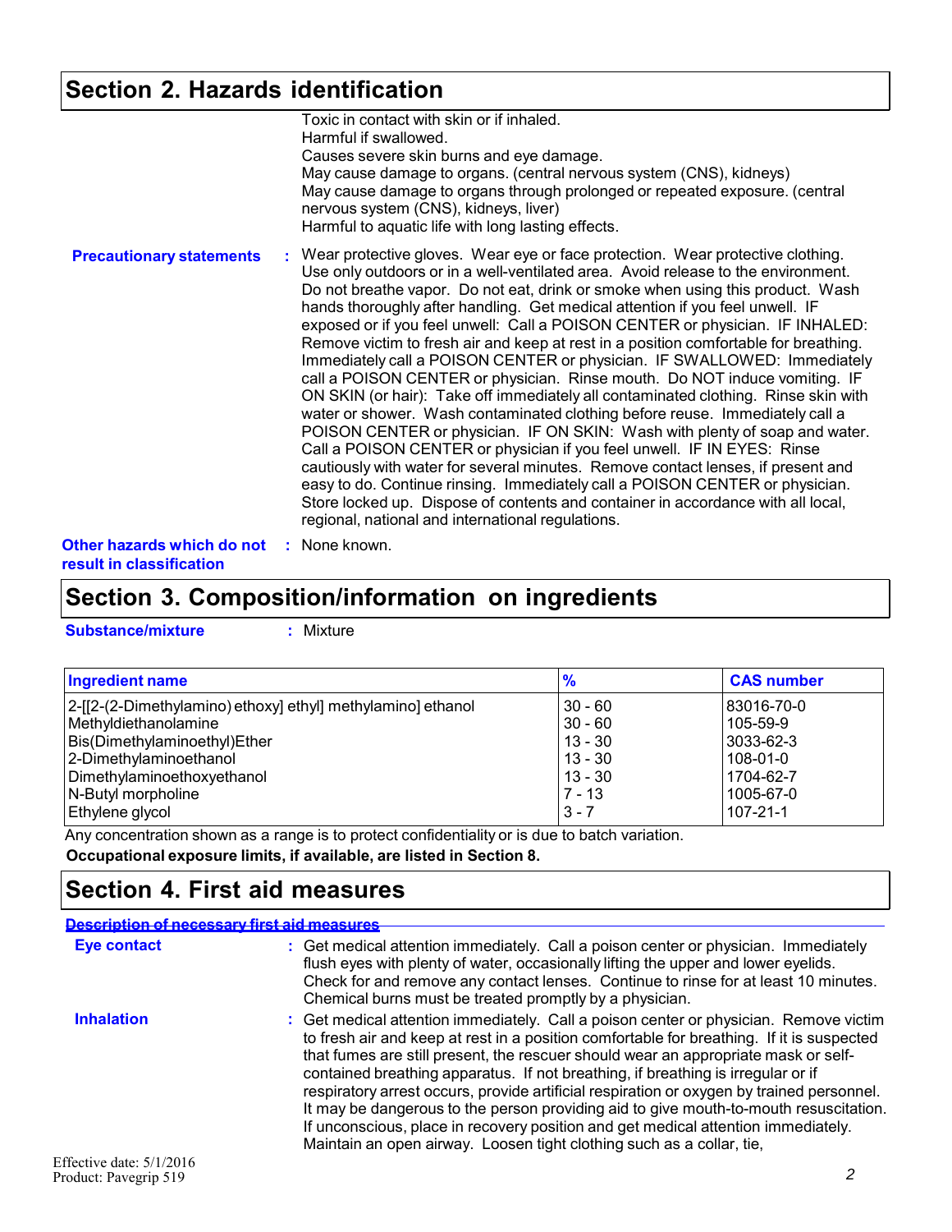## Section 2. Hazards identification

Toxic in contact with skin or if inhaled.
Harmful if swallowed.
Causes severe skin burns and eye damage.
May cause damage to organs. (central nervous system (CNS), kidneys)
May cause damage to organs through prolonged or repeated exposure. (central nervous system (CNS), kidneys, liver)
Harmful to aquatic life with long lasting effects.

**Precautionary statements** : Wear protective gloves. Wear eye or face protection. Wear protective clothing. Use only outdoors or in a well-ventilated area. Avoid release to the environment. Do not breathe vapor. Do not eat, drink or smoke when using this product. Wash hands thoroughly after handling. Get medical attention if you feel unwell. IF exposed or if you feel unwell: Call a POISON CENTER or physician. IF INHALED: Remove victim to fresh air and keep at rest in a position comfortable for breathing. Immediately call a POISON CENTER or physician. IF SWALLOWED: Immediately call a POISON CENTER or physician. Rinse mouth. Do NOT induce vomiting. IF ON SKIN (or hair): Take off immediately all contaminated clothing. Rinse skin with water or shower. Wash contaminated clothing before reuse. Immediately call a POISON CENTER or physician. IF ON SKIN: Wash with plenty of soap and water. Call a POISON CENTER or physician if you feel unwell. IF IN EYES: Rinse cautiously with water for several minutes. Remove contact lenses, if present and easy to do. Continue rinsing. Immediately call a POISON CENTER or physician. Store locked up. Dispose of contents and container in accordance with all local, regional, national and international regulations.

**Other hazards which do not result in classification** : None known.

## Section 3. Composition/information on ingredients

**Substance/mixture** : Mixture

| Ingredient name | % | CAS number |
|---|---|---|
| 2-[[2-(2-Dimethylamino) ethoxy] ethyl] methylamino] ethanol | 30 - 60 | 83016-70-0 |
| Methyldiethanolamine | 30 - 60 | 105-59-9 |
| Bis(Dimethylaminoethyl)Ether | 13 - 30 | 3033-62-3 |
| 2-Dimethylaminoethanol | 13 - 30 | 108-01-0 |
| Dimethylaminoethoxyethanol | 13 - 30 | 1704-62-7 |
| N-Butyl morpholine | 7 - 13 | 1005-67-0 |
| Ethylene glycol | 3 - 7 | 107-21-1 |

Any concentration shown as a range is to protect confidentiality or is due to batch variation.

**Occupational exposure limits, if available, are listed in Section 8.**

## Section 4. First aid measures

**Description of necessary first aid measures**

**Eye contact** : Get medical attention immediately. Call a poison center or physician. Immediately flush eyes with plenty of water, occasionally lifting the upper and lower eyelids. Check for and remove any contact lenses. Continue to rinse for at least 10 minutes. Chemical burns must be treated promptly by a physician.

**Inhalation** : Get medical attention immediately. Call a poison center or physician. Remove victim to fresh air and keep at rest in a position comfortable for breathing. If it is suspected that fumes are still present, the rescuer should wear an appropriate mask or self-contained breathing apparatus. If not breathing, if breathing is irregular or if respiratory arrest occurs, provide artificial respiration or oxygen by trained personnel. It may be dangerous to the person providing aid to give mouth-to-mouth resuscitation. If unconscious, place in recovery position and get medical attention immediately. Maintain an open airway. Loosen tight clothing such as a collar, tie,

Effective date: 5/1/2016
Product: Pavegrip 519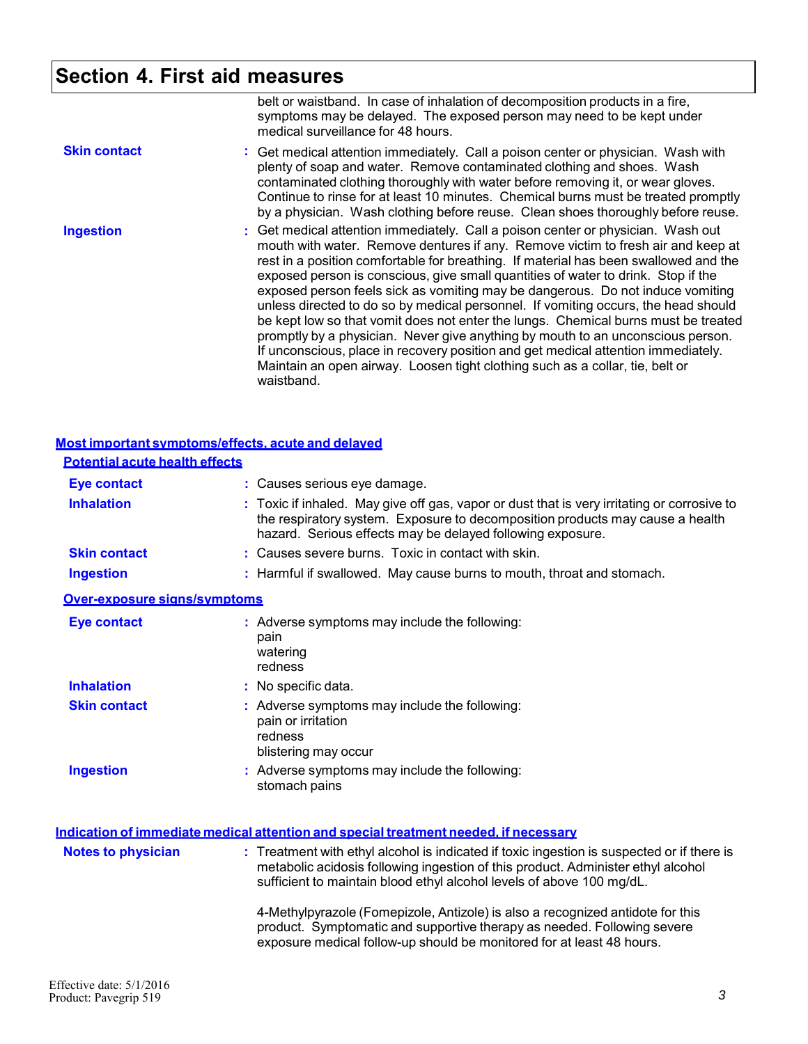# Section 4. First aid measures

belt or waistband. In case of inhalation of decomposition products in a fire, symptoms may be delayed. The exposed person may need to be kept under medical surveillance for 48 hours.

**Skin contact** : Get medical attention immediately. Call a poison center or physician. Wash with plenty of soap and water. Remove contaminated clothing and shoes. Wash contaminated clothing thoroughly with water before removing it, or wear gloves. Continue to rinse for at least 10 minutes. Chemical burns must be treated promptly by a physician. Wash clothing before reuse. Clean shoes thoroughly before reuse.

**Ingestion** : Get medical attention immediately. Call a poison center or physician. Wash out mouth with water. Remove dentures if any. Remove victim to fresh air and keep at rest in a position comfortable for breathing. If material has been swallowed and the exposed person is conscious, give small quantities of water to drink. Stop if the exposed person feels sick as vomiting may be dangerous. Do not induce vomiting unless directed to do so by medical personnel. If vomiting occurs, the head should be kept low so that vomit does not enter the lungs. Chemical burns must be treated promptly by a physician. Never give anything by mouth to an unconscious person. If unconscious, place in recovery position and get medical attention immediately. Maintain an open airway. Loosen tight clothing such as a collar, tie, belt or waistband.

## Most important symptoms/effects, acute and delayed

### Potential acute health effects

**Eye contact** : Causes serious eye damage.

**Inhalation** : Toxic if inhaled. May give off gas, vapor or dust that is very irritating or corrosive to the respiratory system. Exposure to decomposition products may cause a health hazard. Serious effects may be delayed following exposure.

**Skin contact** : Causes severe burns. Toxic in contact with skin.

**Ingestion** : Harmful if swallowed. May cause burns to mouth, throat and stomach.

### Over-exposure signs/symptoms

**Eye contact** : Adverse symptoms may include the following:
pain
watering
redness

**Inhalation** : No specific data.

**Skin contact** : Adverse symptoms may include the following:
pain or irritation
redness
blistering may occur

**Ingestion** : Adverse symptoms may include the following:
stomach pains

## Indication of immediate medical attention and special treatment needed, if necessary

**Notes to physician** : Treatment with ethyl alcohol is indicated if toxic ingestion is suspected or if there is metabolic acidosis following ingestion of this product. Administer ethyl alcohol sufficient to maintain blood ethyl alcohol levels of above 100 mg/dL.

4-Methylpyrazole (Fomepizole, Antizole) is also a recognized antidote for this product. Symptomatic and supportive therapy as needed. Following severe exposure medical follow-up should be monitored for at least 48 hours.

Effective date: 5/1/2016
Product: Pavegrip 519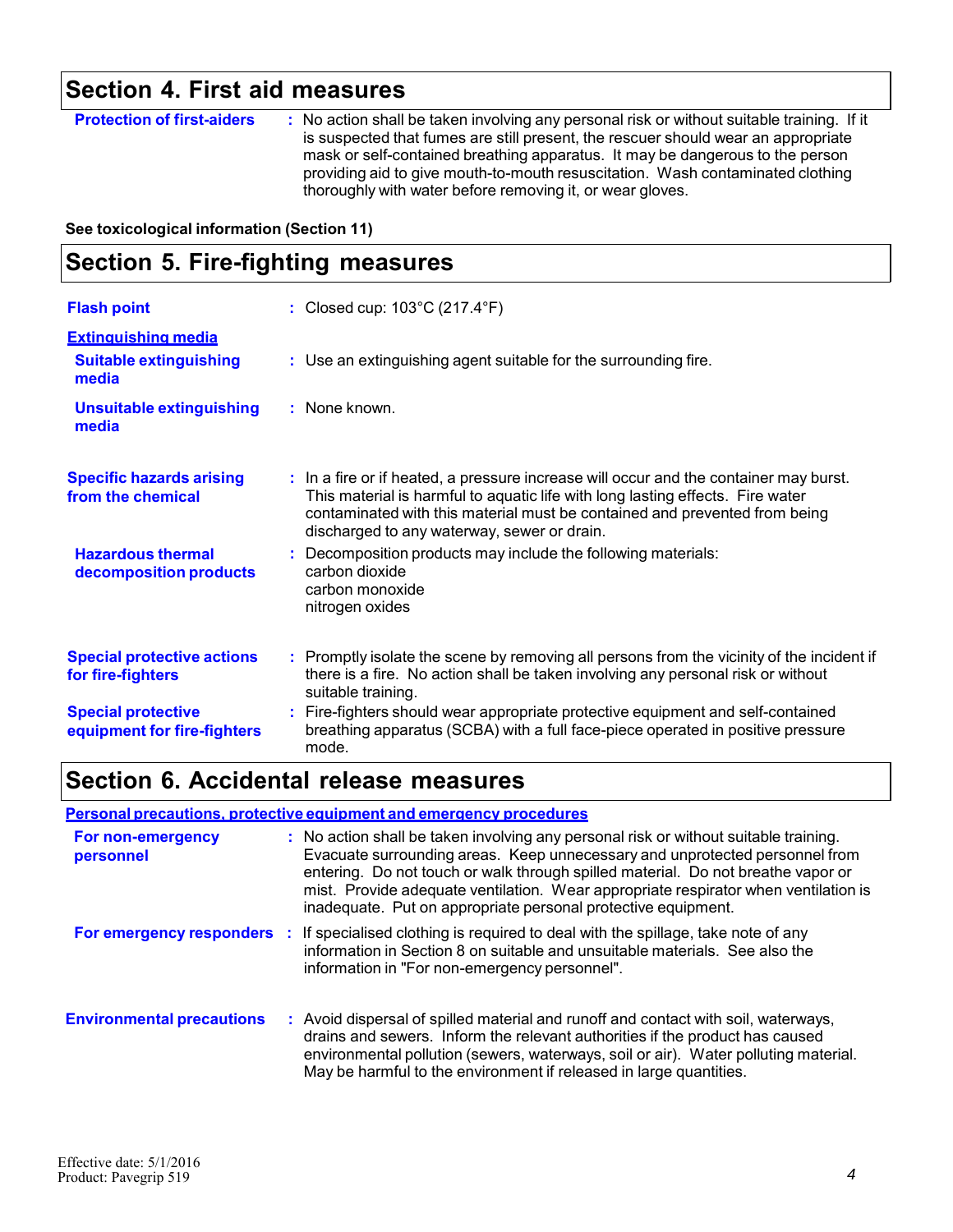## Section 4. First aid measures

**Protection of first-aiders** : No action shall be taken involving any personal risk or without suitable training. If it is suspected that fumes are still present, the rescuer should wear an appropriate mask or self-contained breathing apparatus. It may be dangerous to the person providing aid to give mouth-to-mouth resuscitation. Wash contaminated clothing thoroughly with water before removing it, or wear gloves.

**See toxicological information (Section 11)**

## Section 5. Fire-fighting measures

**Flash point** : Closed cup: 103°C (217.4°F)

**Extinguishing media**

**Suitable extinguishing media** : Use an extinguishing agent suitable for the surrounding fire.

**Unsuitable extinguishing media** : None known.

**Specific hazards arising from the chemical** : In a fire or if heated, a pressure increase will occur and the container may burst. This material is harmful to aquatic life with long lasting effects. Fire water contaminated with this material must be contained and prevented from being discharged to any waterway, sewer or drain.

**Hazardous thermal decomposition products** : Decomposition products may include the following materials:
carbon dioxide
carbon monoxide
nitrogen oxides

**Special protective actions for fire-fighters** : Promptly isolate the scene by removing all persons from the vicinity of the incident if there is a fire. No action shall be taken involving any personal risk or without suitable training.

**Special protective equipment for fire-fighters** : Fire-fighters should wear appropriate protective equipment and self-contained breathing apparatus (SCBA) with a full face-piece operated in positive pressure mode.

## Section 6. Accidental release measures

**Personal precautions, protective equipment and emergency procedures**

**For non-emergency personnel** : No action shall be taken involving any personal risk or without suitable training. Evacuate surrounding areas. Keep unnecessary and unprotected personnel from entering. Do not touch or walk through spilled material. Do not breathe vapor or mist. Provide adequate ventilation. Wear appropriate respirator when ventilation is inadequate. Put on appropriate personal protective equipment.

**For emergency responders** : If specialised clothing is required to deal with the spillage, take note of any information in Section 8 on suitable and unsuitable materials. See also the information in "For non-emergency personnel".

**Environmental precautions** : Avoid dispersal of spilled material and runoff and contact with soil, waterways, drains and sewers. Inform the relevant authorities if the product has caused environmental pollution (sewers, waterways, soil or air). Water polluting material. May be harmful to the environment if released in large quantities.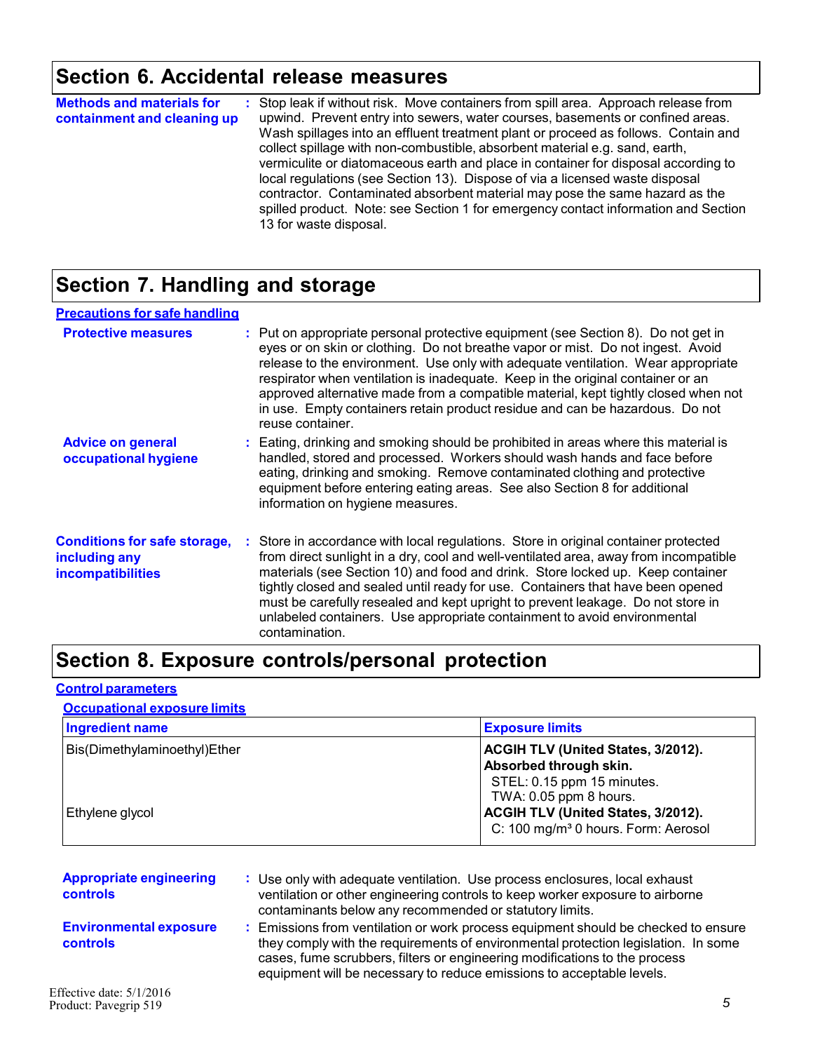## Section 6. Accidental release measures

**Methods and materials for containment and cleaning up** : Stop leak if without risk. Move containers from spill area. Approach release from upwind. Prevent entry into sewers, water courses, basements or confined areas. Wash spillages into an effluent treatment plant or proceed as follows. Contain and collect spillage with non-combustible, absorbent material e.g. sand, earth, vermiculite or diatomaceous earth and place in container for disposal according to local regulations (see Section 13). Dispose of via a licensed waste disposal contractor. Contaminated absorbent material may pose the same hazard as the spilled product. Note: see Section 1 for emergency contact information and Section 13 for waste disposal.

## Section 7. Handling and storage

### Precautions for safe handling

**Protective measures** : Put on appropriate personal protective equipment (see Section 8). Do not get in eyes or on skin or clothing. Do not breathe vapor or mist. Do not ingest. Avoid release to the environment. Use only with adequate ventilation. Wear appropriate respirator when ventilation is inadequate. Keep in the original container or an approved alternative made from a compatible material, kept tightly closed when not in use. Empty containers retain product residue and can be hazardous. Do not reuse container.

**Advice on general occupational hygiene** : Eating, drinking and smoking should be prohibited in areas where this material is handled, stored and processed. Workers should wash hands and face before eating, drinking and smoking. Remove contaminated clothing and protective equipment before entering eating areas. See also Section 8 for additional information on hygiene measures.

**Conditions for safe storage, including any incompatibilities** : Store in accordance with local regulations. Store in original container protected from direct sunlight in a dry, cool and well-ventilated area, away from incompatible materials (see Section 10) and food and drink. Store locked up. Keep container tightly closed and sealed until ready for use. Containers that have been opened must be carefully resealed and kept upright to prevent leakage. Do not store in unlabeled containers. Use appropriate containment to avoid environmental contamination.

## Section 8. Exposure controls/personal protection

### Control parameters

#### Occupational exposure limits

| Ingredient name | Exposure limits |
|---|---|
| Bis(Dimethylaminoethyl)Ether | **ACGIH TLV (United States, 3/2012). Absorbed through skin.**<br>STEL: 0.15 ppm 15 minutes.<br>TWA: 0.05 ppm 8 hours. |
| Ethylene glycol | **ACGIH TLV (United States, 3/2012).**<br>C: 100 mg/m³ 0 hours. Form: Aerosol |

**Appropriate engineering controls** : Use only with adequate ventilation. Use process enclosures, local exhaust ventilation or other engineering controls to keep worker exposure to airborne contaminants below any recommended or statutory limits.

**Environmental exposure controls** : Emissions from ventilation or work process equipment should be checked to ensure they comply with the requirements of environmental protection legislation. In some cases, fume scrubbers, filters or engineering modifications to the process equipment will be necessary to reduce emissions to acceptable levels.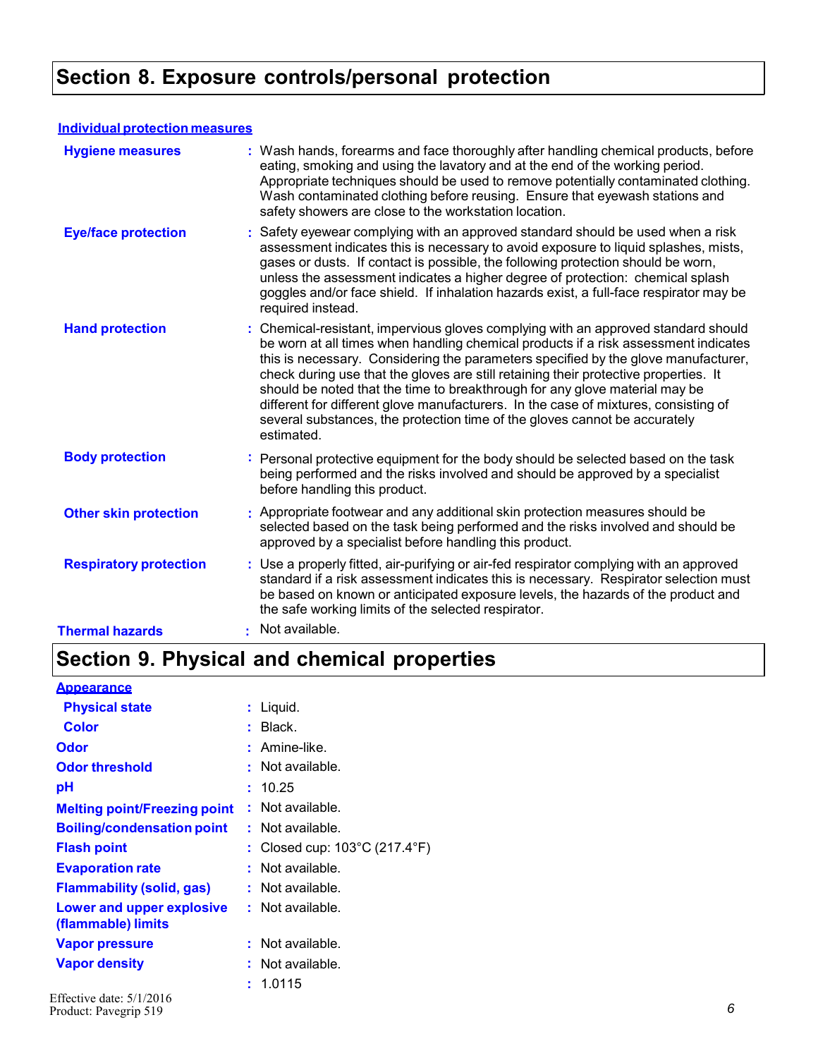## Section 8. Exposure controls/personal protection

**Individual protection measures**

| | |
|---|---|
| **Hygiene measures** | : Wash hands, forearms and face thoroughly after handling chemical products, before eating, smoking and using the lavatory and at the end of the working period. Appropriate techniques should be used to remove potentially contaminated clothing. Wash contaminated clothing before reusing. Ensure that eyewash stations and safety showers are close to the workstation location. |
| **Eye/face protection** | : Safety eyewear complying with an approved standard should be used when a risk assessment indicates this is necessary to avoid exposure to liquid splashes, mists, gases or dusts. If contact is possible, the following protection should be worn, unless the assessment indicates a higher degree of protection: chemical splash goggles and/or face shield. If inhalation hazards exist, a full-face respirator may be required instead. |
| **Hand protection** | : Chemical-resistant, impervious gloves complying with an approved standard should be worn at all times when handling chemical products if a risk assessment indicates this is necessary. Considering the parameters specified by the glove manufacturer, check during use that the gloves are still retaining their protective properties. It should be noted that the time to breakthrough for any glove material may be different for different glove manufacturers. In the case of mixtures, consisting of several substances, the protection time of the gloves cannot be accurately estimated. |
| **Body protection** | : Personal protective equipment for the body should be selected based on the task being performed and the risks involved and should be approved by a specialist before handling this product. |
| **Other skin protection** | : Appropriate footwear and any additional skin protection measures should be selected based on the task being performed and the risks involved and should be approved by a specialist before handling this product. |
| **Respiratory protection** | : Use a properly fitted, air-purifying or air-fed respirator complying with an approved standard if a risk assessment indicates this is necessary. Respirator selection must be based on known or anticipated exposure levels, the hazards of the product and the safe working limits of the selected respirator. |
| **Thermal hazards** | : Not available. |

## Section 9. Physical and chemical properties

**Appearance**

| | |
|---|---|
| **Physical state** | : Liquid. |
| **Color** | : Black. |
| **Odor** | : Amine-like. |
| **Odor threshold** | : Not available. |
| **pH** | : 10.25 |
| **Melting point/Freezing point** | : Not available. |
| **Boiling/condensation point** | : Not available. |
| **Flash point** | : Closed cup: 103°C (217.4°F) |
| **Evaporation rate** | : Not available. |
| **Flammability (solid, gas)** | : Not available. |
| **Lower and upper explosive (flammable) limits** | : Not available. |
| **Vapor pressure** | : Not available. |
| **Vapor density** | : Not available. |
| | : 1.0115 |

Effective date: 5/1/2016
Product: Pavegrip 519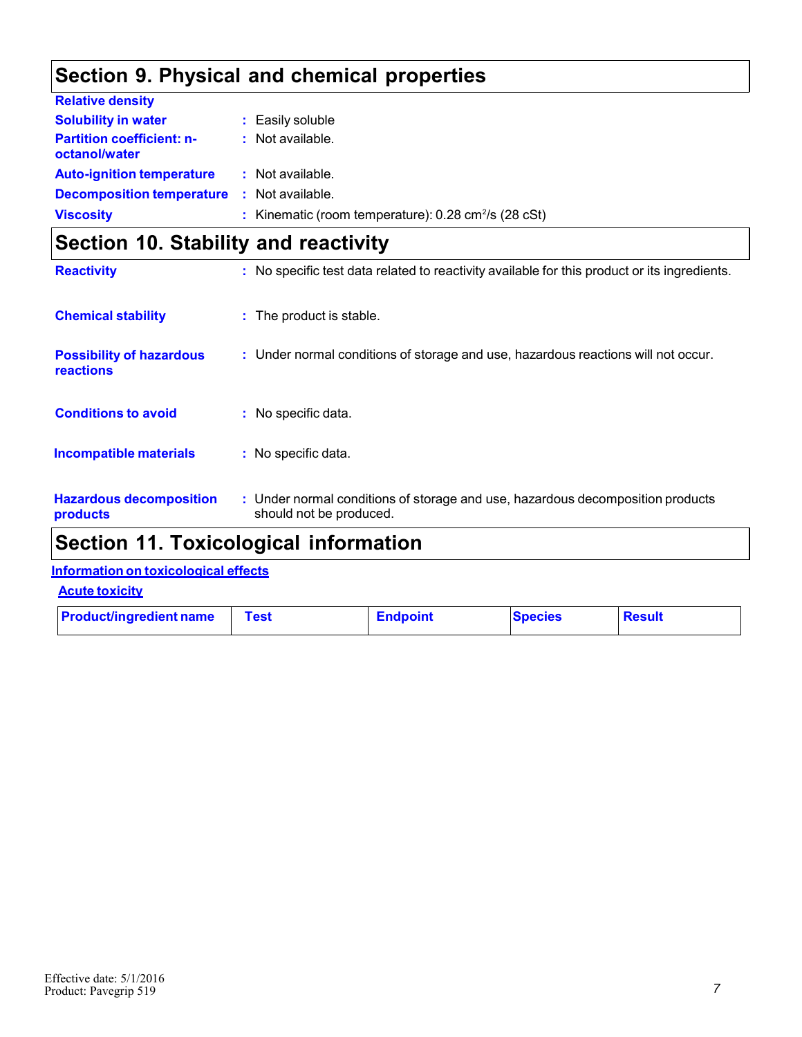## Section 9. Physical and chemical properties

**Relative density**

**Solubility in water** : Easily soluble

**Partition coefficient: n-octanol/water** : Not available.

**Auto-ignition temperature** : Not available.

**Decomposition temperature** : Not available.

**Viscosity** : Kinematic (room temperature): 0.28 $cm^2/s$ (28 cSt)

## Section 10. Stability and reactivity

**Reactivity** : No specific test data related to reactivity available for this product or its ingredients.

**Chemical stability** : The product is stable.

**Possibility of hazardous reactions** : Under normal conditions of storage and use, hazardous reactions will not occur.

**Conditions to avoid** : No specific data.

**Incompatible materials** : No specific data.

**Hazardous decomposition products** : Under normal conditions of storage and use, hazardous decomposition products should not be produced.

## Section 11. Toxicological information

**Information on toxicological effects**

**Acute toxicity**

| Product/ingredient name | Test | Endpoint | Species | Result |
|---|---|---|---|---|

Effective date: 5/1/2016
Product: Pavegrip 519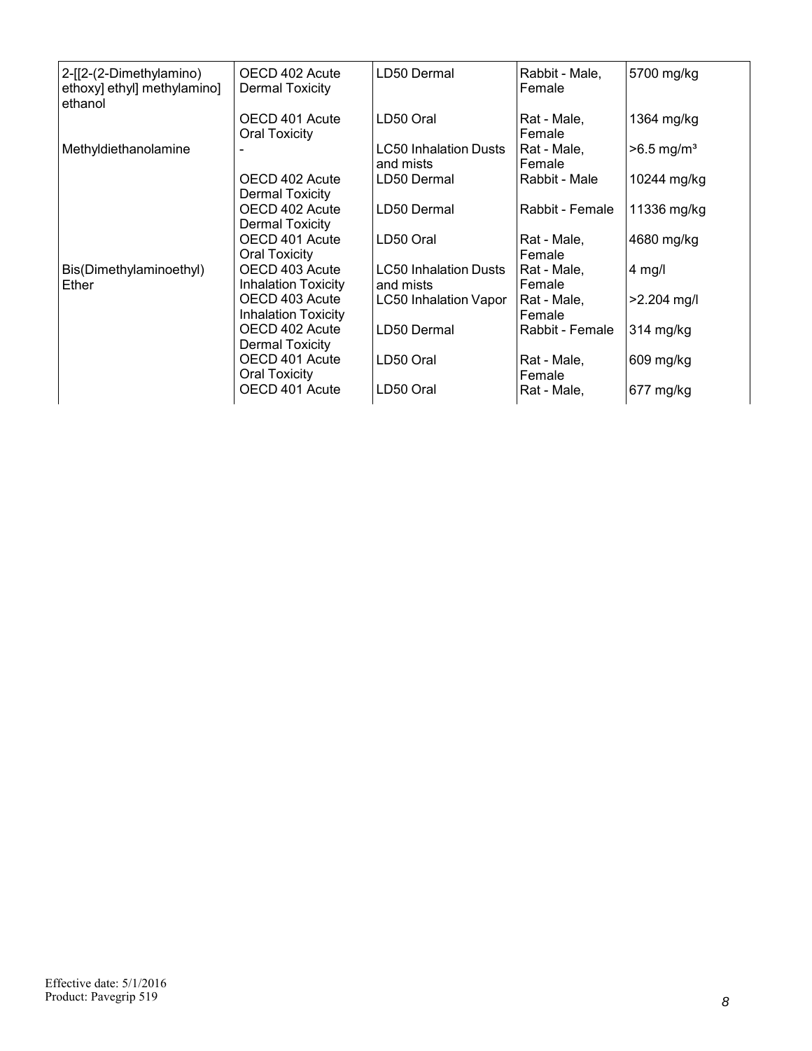| | | | | |
|---|---|---|---|---|
| 2-[[2-(2-Dimethylamino) ethoxy] ethyl] methylamino] ethanol | OECD 402 Acute Dermal Toxicity | LD50 Dermal | Rabbit - Male, Female | 5700 mg/kg |
| | OECD 401 Acute Oral Toxicity | LD50 Oral | Rat - Male, Female | 1364 mg/kg |
| Methyldiethanolamine | - | LC50 Inhalation Dusts and mists | Rat - Male, Female | >6.5 mg/m³ |
| | OECD 402 Acute Dermal Toxicity | LD50 Dermal | Rabbit - Male | 10244 mg/kg |
| | OECD 402 Acute Dermal Toxicity | LD50 Dermal | Rabbit - Female | 11336 mg/kg |
| | OECD 401 Acute Oral Toxicity | LD50 Oral | Rat - Male, Female | 4680 mg/kg |
| Bis(Dimethylaminoethyl) Ether | OECD 403 Acute Inhalation Toxicity | LC50 Inhalation Dusts and mists | Rat - Male, Female | 4 mg/l |
| | OECD 403 Acute Inhalation Toxicity | LC50 Inhalation Vapor | Rat - Male, Female | >2.204 mg/l |
| | OECD 402 Acute Dermal Toxicity | LD50 Dermal | Rabbit - Female | 314 mg/kg |
| | OECD 401 Acute Oral Toxicity | LD50 Oral | Rat - Male, Female | 609 mg/kg |
| | OECD 401 Acute | LD50 Oral | Rat - Male, | 677 mg/kg |

Effective date: 5/1/2016
Product: Pavegrip 519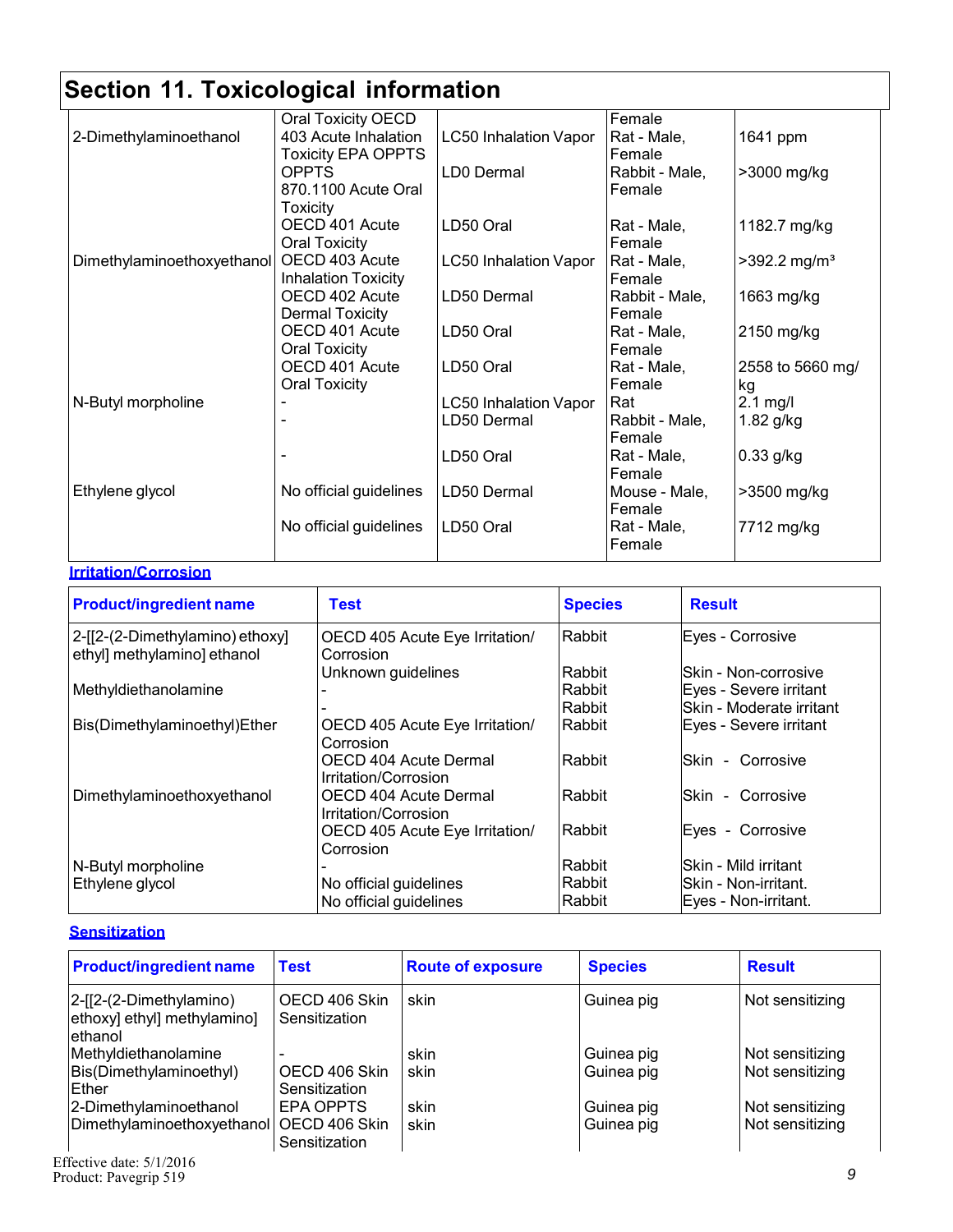# Section 11. Toxicological information

| | | | | |
|---|---|---|---|---|
| 2-Dimethylaminoethanol | Oral Toxicity OECD 403 Acute Inhalation Toxicity EPA OPPTS | LC50 Inhalation Vapor | Female Rat - Male, Female | 1641 ppm |
| | OPPTS 870.1100 Acute Oral Toxicity | LD0 Dermal | Rabbit - Male, Female | >3000 mg/kg |
| | OECD 401 Acute Oral Toxicity | LD50 Oral | Rat - Male, Female | 1182.7 mg/kg |
| Dimethylaminoethoxyethanol | OECD 403 Acute Inhalation Toxicity | LC50 Inhalation Vapor | Rat - Male, Female | >392.2 mg/m³ |
| | OECD 402 Acute Dermal Toxicity | LD50 Dermal | Rabbit - Male, Female | 1663 mg/kg |
| | OECD 401 Acute Oral Toxicity | LD50 Oral | Rat - Male, Female | 2150 mg/kg |
| | OECD 401 Acute Oral Toxicity | LD50 Oral | Rat - Male, Female | 2558 to 5660 mg/kg |
| N-Butyl morpholine | - | LC50 Inhalation Vapor | Rat | 2.1 mg/l |
| | - | LD50 Dermal | Rabbit - Male, Female | 1.82 g/kg |
| | - | LD50 Oral | Rat - Male, Female | 0.33 g/kg |
| Ethylene glycol | No official guidelines | LD50 Dermal | Mouse - Male, Female | >3500 mg/kg |
| | No official guidelines | LD50 Oral | Rat - Male, Female | 7712 mg/kg |

**Irritation/Corrosion**

| Product/ingredient name | Test | Species | Result |
|---|---|---|---|
| 2-[[2-(2-Dimethylamino) ethoxy] ethyl] methylamino] ethanol | OECD 405 Acute Eye Irritation/ Corrosion | Rabbit | Eyes - Corrosive |
| | Unknown guidelines | Rabbit | Skin - Non-corrosive |
| Methyldiethanolamine | - | Rabbit | Eyes - Severe irritant |
| | - | Rabbit | Skin - Moderate irritant |
| Bis(Dimethylaminoethyl)Ether | OECD 405 Acute Eye Irritation/ Corrosion | Rabbit | Eyes - Severe irritant |
| | OECD 404 Acute Dermal Irritation/Corrosion | Rabbit | Skin - Corrosive |
| Dimethylaminoethoxyethanol | OECD 404 Acute Dermal Irritation/Corrosion | Rabbit | Skin - Corrosive |
| | OECD 405 Acute Eye Irritation/ Corrosion | Rabbit | Eyes - Corrosive |
| N-Butyl morpholine | - | Rabbit | Skin - Mild irritant |
| Ethylene glycol | No official guidelines | Rabbit | Skin - Non-irritant. |
| | No official guidelines | Rabbit | Eyes - Non-irritant. |

**Sensitization**

| Product/ingredient name | Test | Route of exposure | Species | Result |
|---|---|---|---|---|
| 2-[[2-(2-Dimethylamino) ethoxy] ethyl] methylamino] ethanol | OECD 406 Skin Sensitization | skin | Guinea pig | Not sensitizing |
| Methyldiethanolamine | - | skin | Guinea pig | Not sensitizing |
| Bis(Dimethylaminoethyl) Ether | OECD 406 Skin Sensitization | skin | Guinea pig | Not sensitizing |
| 2-Dimethylaminoethanol | EPA OPPTS | skin | Guinea pig | Not sensitizing |
| Dimethylaminoethoxyethanol | OECD 406 Skin Sensitization | skin | Guinea pig | Not sensitizing |

Effective date: 5/1/2016
Product: Pavegrip 519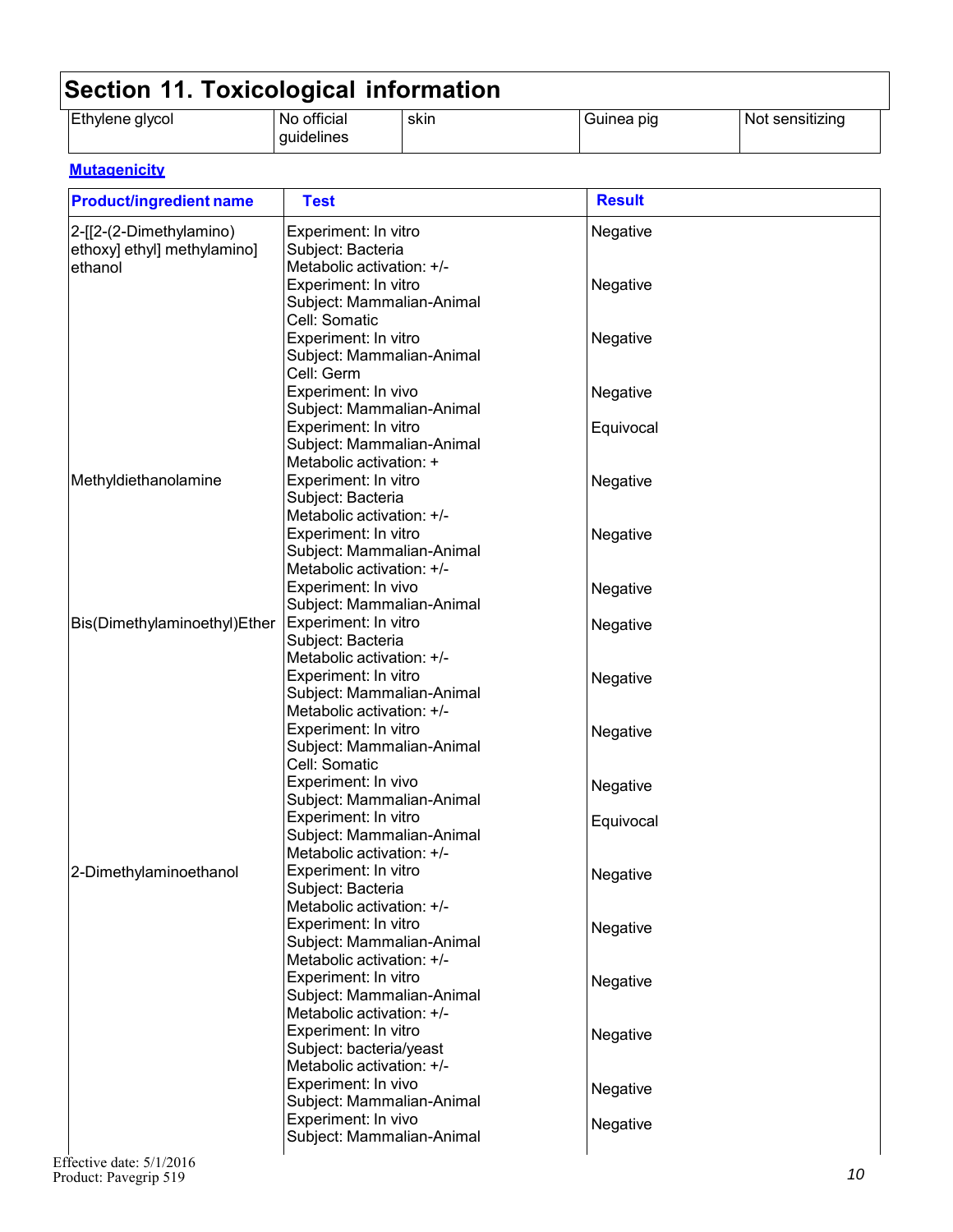## Section 11. Toxicological information

| | | | | |
|---|---|---|---|---|
| Ethylene glycol | No official guidelines | skin | Guinea pig | Not sensitizing |

**Mutagenicity**

| Product/ingredient name | Test | Result |
|---|---|---|
| 2-[[2-(2-Dimethylamino) ethoxy] ethyl] methylamino] ethanol | Experiment: In vitro<br>Subject: Bacteria<br>Metabolic activation: +/- | Negative |
| | Experiment: In vitro<br>Subject: Mammalian-Animal<br>Cell: Somatic | Negative |
| | Experiment: In vitro<br>Subject: Mammalian-Animal<br>Cell: Germ | Negative |
| | Experiment: In vivo<br>Subject: Mammalian-Animal | Negative |
| | Experiment: In vitro<br>Subject: Mammalian-Animal<br>Metabolic activation: + | Equivocal |
| Methyldiethanolamine | Experiment: In vitro<br>Subject: Bacteria<br>Metabolic activation: +/- | Negative |
| | Experiment: In vitro<br>Subject: Mammalian-Animal<br>Metabolic activation: +/- | Negative |
| | Experiment: In vivo<br>Subject: Mammalian-Animal | Negative |
| Bis(Dimethylaminoethyl)Ether | Experiment: In vitro<br>Subject: Bacteria<br>Metabolic activation: +/- | Negative |
| | Experiment: In vitro<br>Subject: Mammalian-Animal<br>Metabolic activation: +/- | Negative |
| | Experiment: In vitro<br>Subject: Mammalian-Animal<br>Cell: Somatic | Negative |
| | Experiment: In vivo<br>Subject: Mammalian-Animal | Negative |
| | Experiment: In vitro<br>Subject: Mammalian-Animal<br>Metabolic activation: +/- | Equivocal |
| 2-Dimethylaminoethanol | Experiment: In vitro<br>Subject: Bacteria<br>Metabolic activation: +/- | Negative |
| | Experiment: In vitro<br>Subject: Mammalian-Animal<br>Metabolic activation: +/- | Negative |
| | Experiment: In vitro<br>Subject: Mammalian-Animal<br>Metabolic activation: +/- | Negative |
| | Experiment: In vitro<br>Subject: bacteria/yeast<br>Metabolic activation: +/- | Negative |
| | Experiment: In vivo<br>Subject: Mammalian-Animal | Negative |
| | Experiment: In vivo<br>Subject: Mammalian-Animal | Negative |

Effective date: 5/1/2016
Product: Pavegrip 519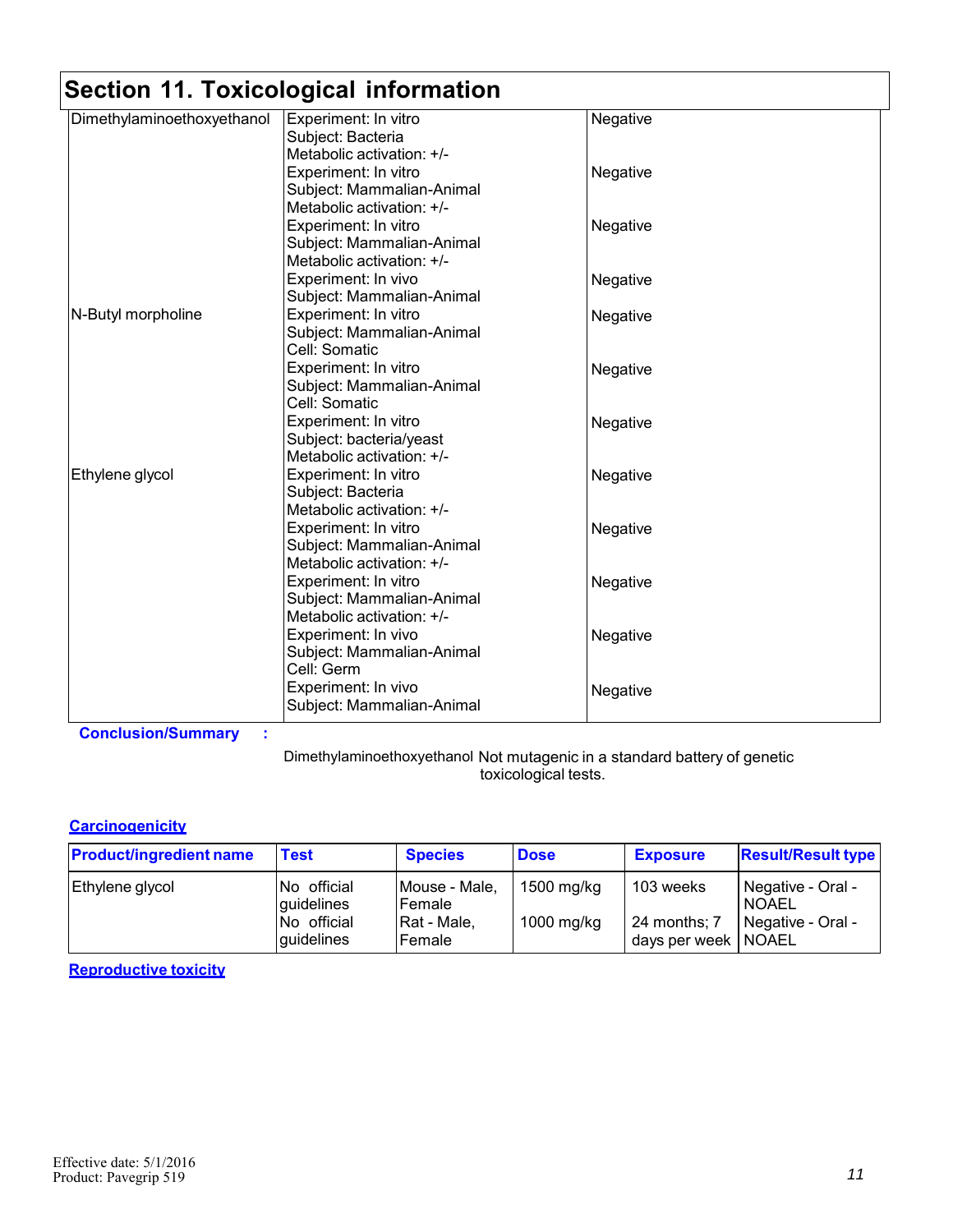# Section 11. Toxicological information

| | | |
|---|---|---|
| Dimethylaminoethoxyethanol | Experiment: In vitro<br>Subject: Bacteria<br>Metabolic activation: +/- | Negative |
| | Experiment: In vitro<br>Subject: Mammalian-Animal<br>Metabolic activation: +/- | Negative |
| | Experiment: In vitro<br>Subject: Mammalian-Animal<br>Metabolic activation: +/- | Negative |
| | Experiment: In vivo<br>Subject: Mammalian-Animal | Negative |
| N-Butyl morpholine | Experiment: In vitro<br>Subject: Mammalian-Animal<br>Cell: Somatic | Negative |
| | Experiment: In vitro<br>Subject: Mammalian-Animal<br>Cell: Somatic | Negative |
| | Experiment: In vitro<br>Subject: bacteria/yeast<br>Metabolic activation: +/- | Negative |
| Ethylene glycol | Experiment: In vitro<br>Subject: Bacteria<br>Metabolic activation: +/- | Negative |
| | Experiment: In vitro<br>Subject: Mammalian-Animal<br>Metabolic activation: +/- | Negative |
| | Experiment: In vitro<br>Subject: Mammalian-Animal<br>Metabolic activation: +/- | Negative |
| | Experiment: In vivo<br>Subject: Mammalian-Animal<br>Cell: Germ | Negative |
| | Experiment: In vivo<br>Subject: Mammalian-Animal | Negative |

**Conclusion/Summary :**

Dimethylaminoethoxyethanol Not mutagenic in a standard battery of genetic toxicological tests.

**Carcinogenicity**

| Product/ingredient name | Test | Species | Dose | Exposure | Result/Result type |
|---|---|---|---|---|---|
| Ethylene glycol | No official guidelines | Mouse - Male, Female | 1500 mg/kg | 103 weeks | Negative - Oral - NOAEL |
| | No official guidelines | Rat - Male, Female | 1000 mg/kg | 24 months; 7 days per week | Negative - Oral - NOAEL |

**Reproductive toxicity**

Effective date: 5/1/2016
Product: Pavegrip 519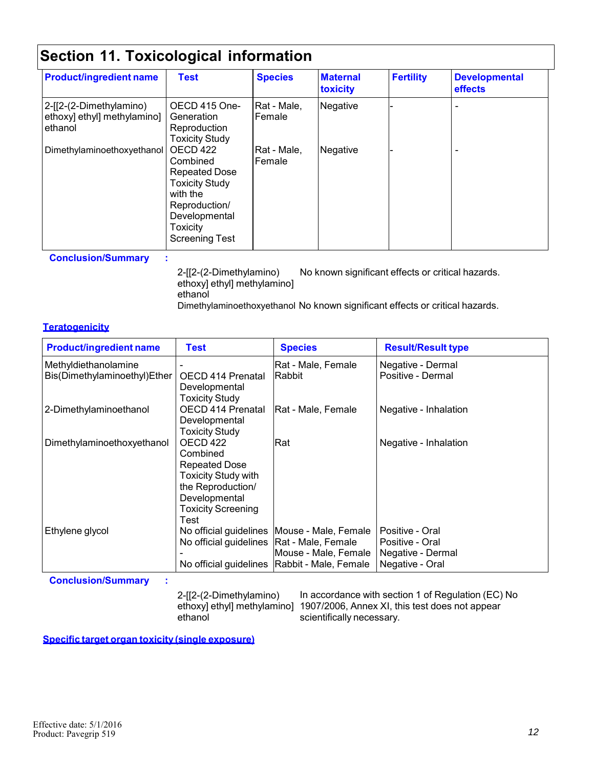## Section 11. Toxicological information

| Product/ingredient name | Test | Species | Maternal toxicity | Fertility | Developmental effects |
|---|---|---|---|---|---|
| 2-[[2-(2-Dimethylamino) ethoxy] ethyl] methylamino] ethanol | OECD 415 One-Generation Reproduction Toxicity Study | Rat - Male, Female | Negative | - | - |
| Dimethylaminoethoxyethanol | OECD 422 Combined Repeated Dose Toxicity Study with the Reproduction/ Developmental Toxicity Screening Test | Rat - Male, Female | Negative | - | - |

**Conclusion/Summary :**

| | |
|---|---|
| 2-[[2-(2-Dimethylamino) ethoxy] ethyl] methylamino] ethanol | No known significant effects or critical hazards. |
| Dimethylaminoethoxyethanol | No known significant effects or critical hazards. |

**Teratogenicity**

| Product/ingredient name | Test | Species | Result/Result type |
|---|---|---|---|
| Methyldiethanolamine | - | Rat - Male, Female | Negative - Dermal |
| Bis(Dimethylaminoethyl)Ether | OECD 414 Prenatal Developmental Toxicity Study | Rabbit | Positive - Dermal |
| 2-Dimethylaminoethanol | OECD 414 Prenatal Developmental Toxicity Study | Rat - Male, Female | Negative - Inhalation |
| Dimethylaminoethoxyethanol | OECD 422 Combined Repeated Dose Toxicity Study with the Reproduction/ Developmental Toxicity Screening Test | Rat | Negative - Inhalation |
| Ethylene glycol | No official guidelines | Mouse - Male, Female | Positive - Oral |
| | No official guidelines | Rat - Male, Female | Positive - Oral |
| | - | Mouse - Male, Female | Negative - Dermal |
| | No official guidelines | Rabbit - Male, Female | Negative - Oral |

**Conclusion/Summary :**

| | |
|---|---|
| 2-[[2-(2-Dimethylamino) ethoxy] ethyl] methylamino] ethanol | In accordance with section 1 of Regulation (EC) No 1907/2006, Annex XI, this test does not appear scientifically necessary. |

**Specific target organ toxicity (single exposure)**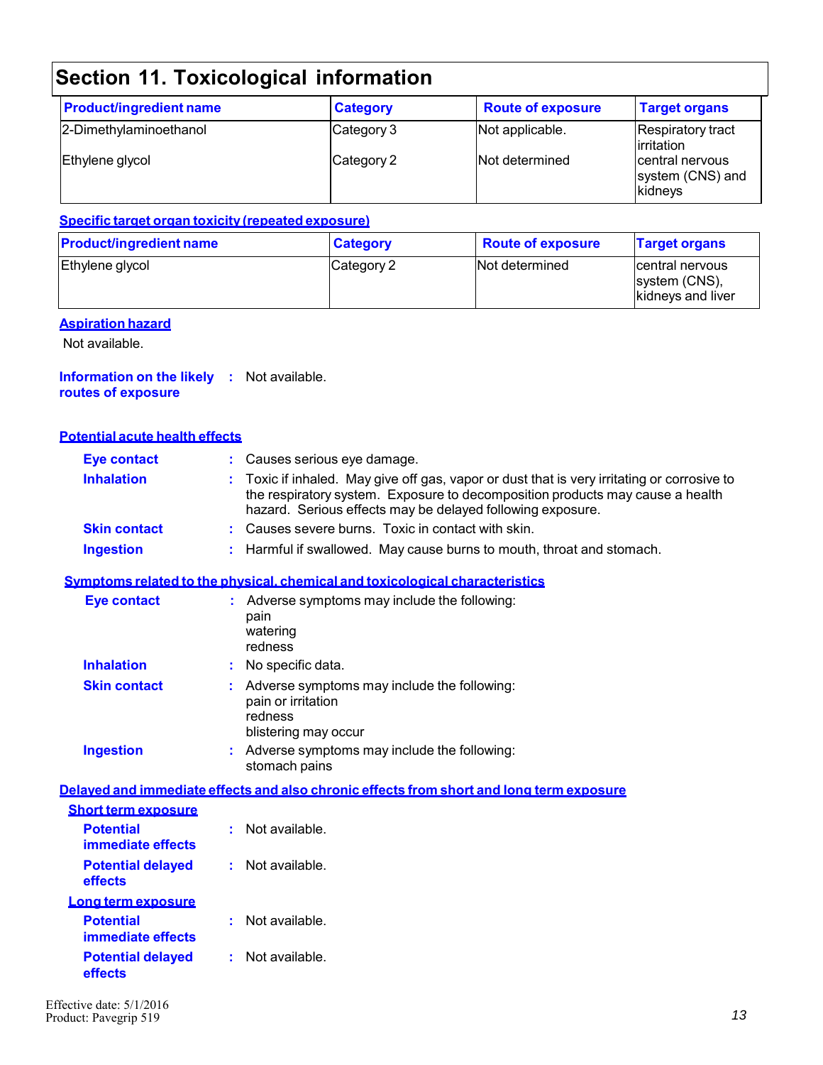## Section 11. Toxicological information

| Product/ingredient name | Category | Route of exposure | Target organs |
|---|---|---|---|
| 2-Dimethylaminoethanol | Category 3 | Not applicable. | Respiratory tract irritation |
| Ethylene glycol | Category 2 | Not determined | central nervous system (CNS) and kidneys |

**Specific target organ toxicity (repeated exposure)**

| Product/ingredient name | Category | Route of exposure | Target organs |
|---|---|---|---|
| Ethylene glycol | Category 2 | Not determined | central nervous system (CNS), kidneys and liver |

**Aspiration hazard**

Not available.

**Information on the likely routes of exposure** : Not available.

**Potential acute health effects**

- **Eye contact** : Causes serious eye damage.
- **Inhalation** : Toxic if inhaled. May give off gas, vapor or dust that is very irritating or corrosive to the respiratory system. Exposure to decomposition products may cause a health hazard. Serious effects may be delayed following exposure.
- **Skin contact** : Causes severe burns. Toxic in contact with skin.
- **Ingestion** : Harmful if swallowed. May cause burns to mouth, throat and stomach.

**Symptoms related to the physical, chemical and toxicological characteristics**

- **Eye contact** : Adverse symptoms may include the following:
  pain
  watering
  redness
- **Inhalation** : No specific data.
- **Skin contact** : Adverse symptoms may include the following:
  pain or irritation
  redness
  blistering may occur
- **Ingestion** : Adverse symptoms may include the following:
  stomach pains

**Delayed and immediate effects and also chronic effects from short and long term exposure**

**Short term exposure**

- **Potential immediate effects** : Not available.
- **Potential delayed effects** : Not available.

**Long term exposure**

- **Potential immediate effects** : Not available.
- **Potential delayed effects** : Not available.

Effective date: 5/1/2016
Product: Pavegrip 519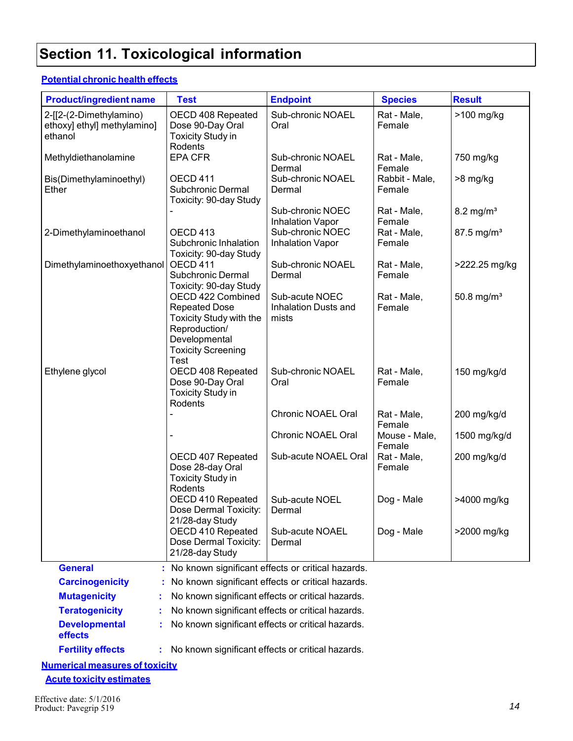# Section 11. Toxicological information

**Potential chronic health effects**

| Product/ingredient name | Test | Endpoint | Species | Result |
| --- | --- | --- | --- | --- |
| 2-[[2-(2-Dimethylamino) ethoxy] ethyl] methylamino] ethanol | OECD 408 Repeated Dose 90-Day Oral Toxicity Study in Rodents | Sub-chronic NOAEL Oral | Rat - Male, Female | >100 mg/kg |
| Methyldiethanolamine | EPA CFR | Sub-chronic NOAEL Dermal | Rat - Male, Female | 750 mg/kg |
| Bis(Dimethylaminoethyl) Ether | OECD 411 Subchronic Dermal Toxicity: 90-day Study | Sub-chronic NOAEL Dermal | Rabbit - Male, Female | >8 mg/kg |
| | - | Sub-chronic NOEC Inhalation Vapor | Rat - Male, Female | 8.2 mg/m³ |
| 2-Dimethylaminoethanol | OECD 413 Subchronic Inhalation Toxicity: 90-day Study | Sub-chronic NOEC Inhalation Vapor | Rat - Male, Female | 87.5 mg/m³ |
| Dimethylaminoethoxyethanol | OECD 411 Subchronic Dermal Toxicity: 90-day Study | Sub-chronic NOAEL Dermal | Rat - Male, Female | >222.25 mg/kg |
| | OECD 422 Combined Repeated Dose Toxicity Study with the Reproduction/ Developmental Toxicity Screening Test | Sub-acute NOEC Inhalation Dusts and mists | Rat - Male, Female | 50.8 mg/m³ |
| Ethylene glycol | OECD 408 Repeated Dose 90-Day Oral Toxicity Study in Rodents | Sub-chronic NOAEL Oral | Rat - Male, Female | 150 mg/kg/d |
| | - | Chronic NOAEL Oral | Rat - Male, Female | 200 mg/kg/d |
| | - | Chronic NOAEL Oral | Mouse - Male, Female | 1500 mg/kg/d |
| | OECD 407 Repeated Dose 28-day Oral Toxicity Study in Rodents | Sub-acute NOAEL Oral | Rat - Male, Female | 200 mg/kg/d |
| | OECD 410 Repeated Dose Dermal Toxicity: 21/28-day Study | Sub-acute NOEL Dermal | Dog - Male | >4000 mg/kg |
| | OECD 410 Repeated Dose Dermal Toxicity: 21/28-day Study | Sub-acute NOAEL Dermal | Dog - Male | >2000 mg/kg |

**General** : No known significant effects or critical hazards.

**Carcinogenicity** : No known significant effects or critical hazards.

**Mutagenicity** : No known significant effects or critical hazards.

**Teratogenicity** : No known significant effects or critical hazards.

**Developmental effects** : No known significant effects or critical hazards.

**Fertility effects** : No known significant effects or critical hazards.

**Numerical measures of toxicity**

**Acute toxicity estimates**

Effective date: 5/1/2016
Product: Pavegrip 519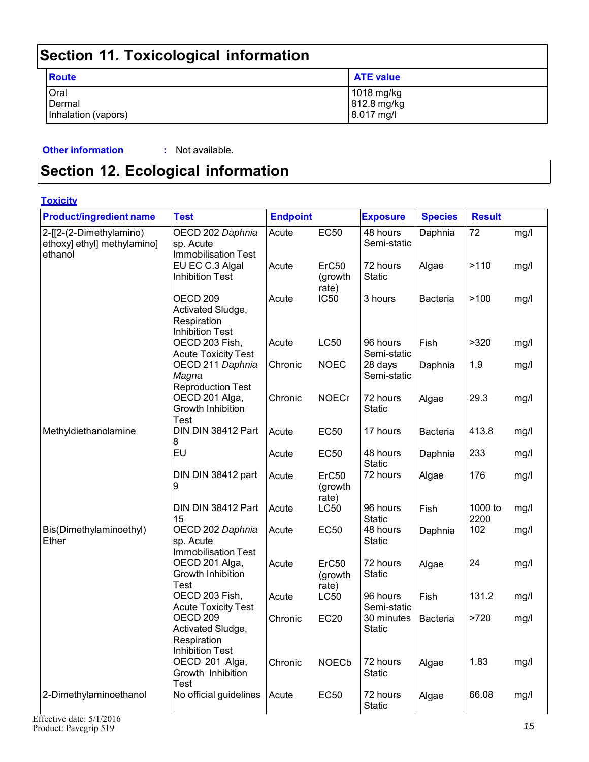## Section 11. Toxicological information

| Route | ATE value |
|---|---|
| Oral | 1018 mg/kg |
| Dermal | 812.8 mg/kg |
| Inhalation (vapors) | 8.017 mg/l |

**Other information** : Not available.

## Section 12. Ecological information

**Toxicity**

| Product/ingredient name | Test | Endpoint | | Exposure | Species | Result | |
|---|---|---|---|---|---|---|---|
| 2-[[2-(2-Dimethylamino) ethoxy] ethyl] methylamino] ethanol | OECD 202 *Daphnia* sp. Acute Immobilisation Test | Acute | EC50 | 48 hours Semi-static | Daphnia | 72 | mg/l |
| | EU EC C.3 Algal Inhibition Test | Acute | ErC50 (growth rate) | 72 hours Static | Algae | >110 | mg/l |
| | OECD 209 Activated Sludge, Respiration Inhibition Test | Acute | IC50 | 3 hours | Bacteria | >100 | mg/l |
| | OECD 203 Fish, Acute Toxicity Test | Acute | LC50 | 96 hours Semi-static | Fish | >320 | mg/l |
| | OECD 211 *Daphnia Magna* Reproduction Test | Chronic | NOEC | 28 days Semi-static | Daphnia | 1.9 | mg/l |
| | OECD 201 Alga, Growth Inhibition Test | Chronic | NOECr | 72 hours Static | Algae | 29.3 | mg/l |
| Methyldiethanolamine | DIN DIN 38412 Part 8 | Acute | EC50 | 17 hours | Bacteria | 413.8 | mg/l |
| | EU | Acute | EC50 | 48 hours Static | Daphnia | 233 | mg/l |
| | DIN DIN 38412 part 9 | Acute | ErC50 (growth rate) | 72 hours | Algae | 176 | mg/l |
| | DIN DIN 38412 Part 15 | Acute | LC50 | 96 hours Static | Fish | 1000 to 2200 | mg/l |
| Bis(Dimethylaminoethyl) Ether | OECD 202 *Daphnia* sp. Acute Immobilisation Test | Acute | EC50 | 48 hours Static | Daphnia | 102 | mg/l |
| | OECD 201 Alga, Growth Inhibition Test | Acute | ErC50 (growth rate) | 72 hours Static | Algae | 24 | mg/l |
| | OECD 203 Fish, Acute Toxicity Test | Acute | LC50 | 96 hours Semi-static | Fish | 131.2 | mg/l |
| | OECD 209 Activated Sludge, Respiration Inhibition Test | Chronic | EC20 | 30 minutes Static | Bacteria | >720 | mg/l |
| | OECD 201 Alga, Growth Inhibition Test | Chronic | NOECb | 72 hours Static | Algae | 1.83 | mg/l |
| 2-Dimethylaminoethanol | No official guidelines | Acute | EC50 | 72 hours Static | Algae | 66.08 | mg/l |

Effective date: 5/1/2016
Product: Pavegrip 519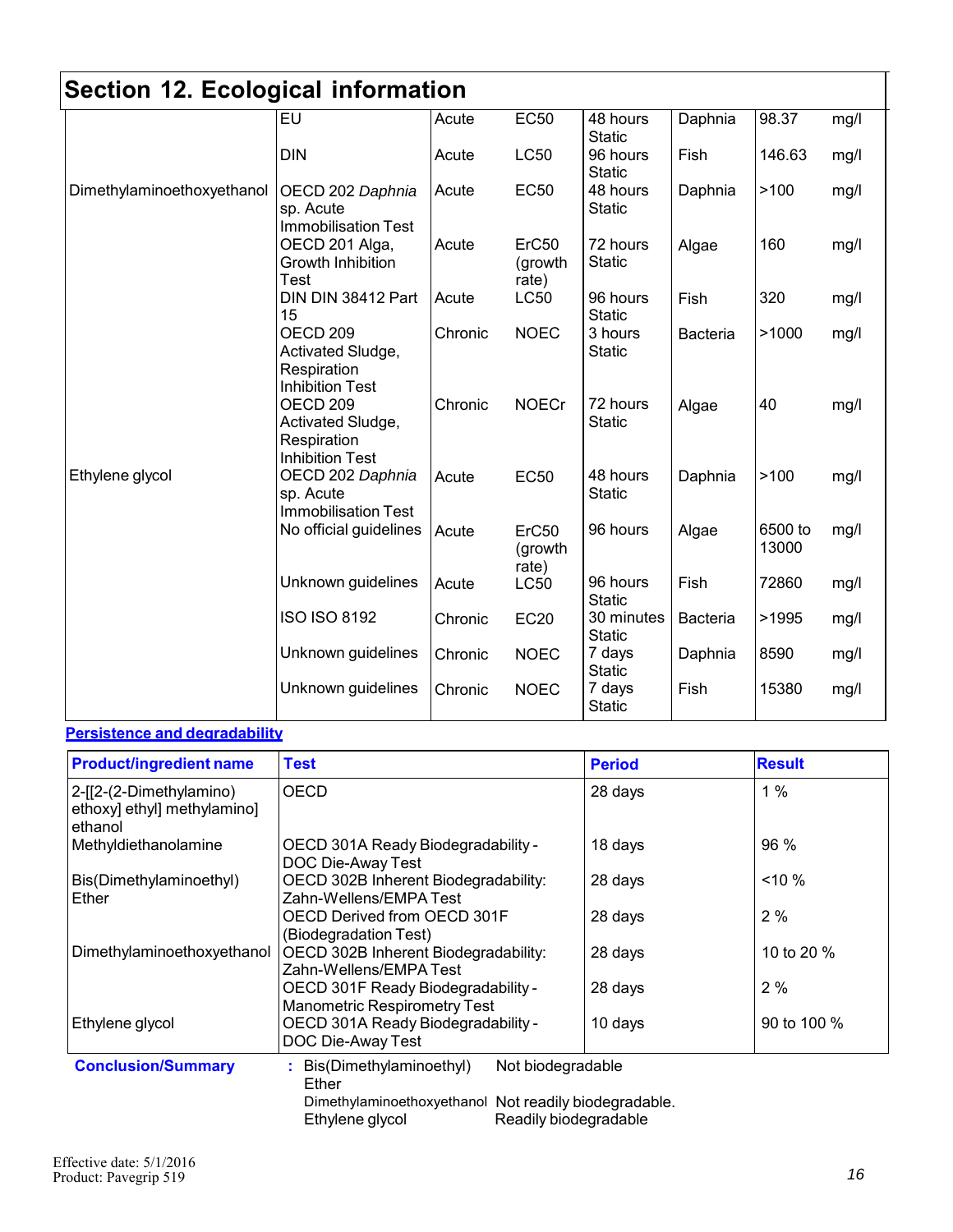## Section 12. Ecological information

| | | | | | | | |
|---|---|---|---|---|---|---|---|
| | EU | Acute | EC50 | 48 hours Static | Daphnia | 98.37 | mg/l |
| | DIN | Acute | LC50 | 96 hours Static | Fish | 146.63 | mg/l |
| Dimethylaminoethoxyethanol | OECD 202 *Daphnia* sp. Acute Immobilisation Test | Acute | EC50 | 48 hours Static | Daphnia | >100 | mg/l |
| | OECD 201 Alga, Growth Inhibition Test | Acute | ErC50 (growth rate) | 72 hours Static | Algae | 160 | mg/l |
| | DIN DIN 38412 Part 15 | Acute | LC50 | 96 hours Static | Fish | 320 | mg/l |
| | OECD 209 Activated Sludge, Respiration Inhibition Test | Chronic | NOEC | 3 hours Static | Bacteria | >1000 | mg/l |
| | OECD 209 Activated Sludge, Respiration Inhibition Test | Chronic | NOECr | 72 hours Static | Algae | 40 | mg/l |
| Ethylene glycol | OECD 202 *Daphnia* sp. Acute Immobilisation Test | Acute | EC50 | 48 hours Static | Daphnia | >100 | mg/l |
| | No official guidelines | Acute | ErC50 (growth rate) | 96 hours | Algae | 6500 to 13000 | mg/l |
| | Unknown guidelines | Acute | LC50 | 96 hours Static | Fish | 72860 | mg/l |
| | ISO ISO 8192 | Chronic | EC20 | 30 minutes Static | Bacteria | >1995 | mg/l |
| | Unknown guidelines | Chronic | NOEC | 7 days Static | Daphnia | 8590 | mg/l |
| | Unknown guidelines | Chronic | NOEC | 7 days Static | Fish | 15380 | mg/l |

**Persistence and degradability**

| Product/ingredient name | Test | Period | Result |
|---|---|---|---|
| 2-[[2-(2-Dimethylamino) ethoxy] ethyl] methylamino] ethanol | OECD | 28 days | 1 % |
| Methyldiethanolamine | OECD 301A Ready Biodegradability - DOC Die-Away Test | 18 days | 96 % |
| Bis(Dimethylaminoethyl) Ether | OECD 302B Inherent Biodegradability: Zahn-Wellens/EMPA Test | 28 days | <10 % |
| | OECD Derived from OECD 301F (Biodegradation Test) | 28 days | 2 % |
| Dimethylaminoethoxyethanol | OECD 302B Inherent Biodegradability: Zahn-Wellens/EMPA Test | 28 days | 10 to 20 % |
| | OECD 301F Ready Biodegradability - Manometric Respirometry Test | 28 days | 2 % |
| Ethylene glycol | OECD 301A Ready Biodegradability - DOC Die-Away Test | 10 days | 90 to 100 % |

**Conclusion/Summary** :

| | |
|---|---|
| Bis(Dimethylaminoethyl) Ether | Not biodegradable |
| Dimethylaminoethoxyethanol | Not readily biodegradable. |
| Ethylene glycol | Readily biodegradable |

Effective date: 5/1/2016
Product: Pavegrip 519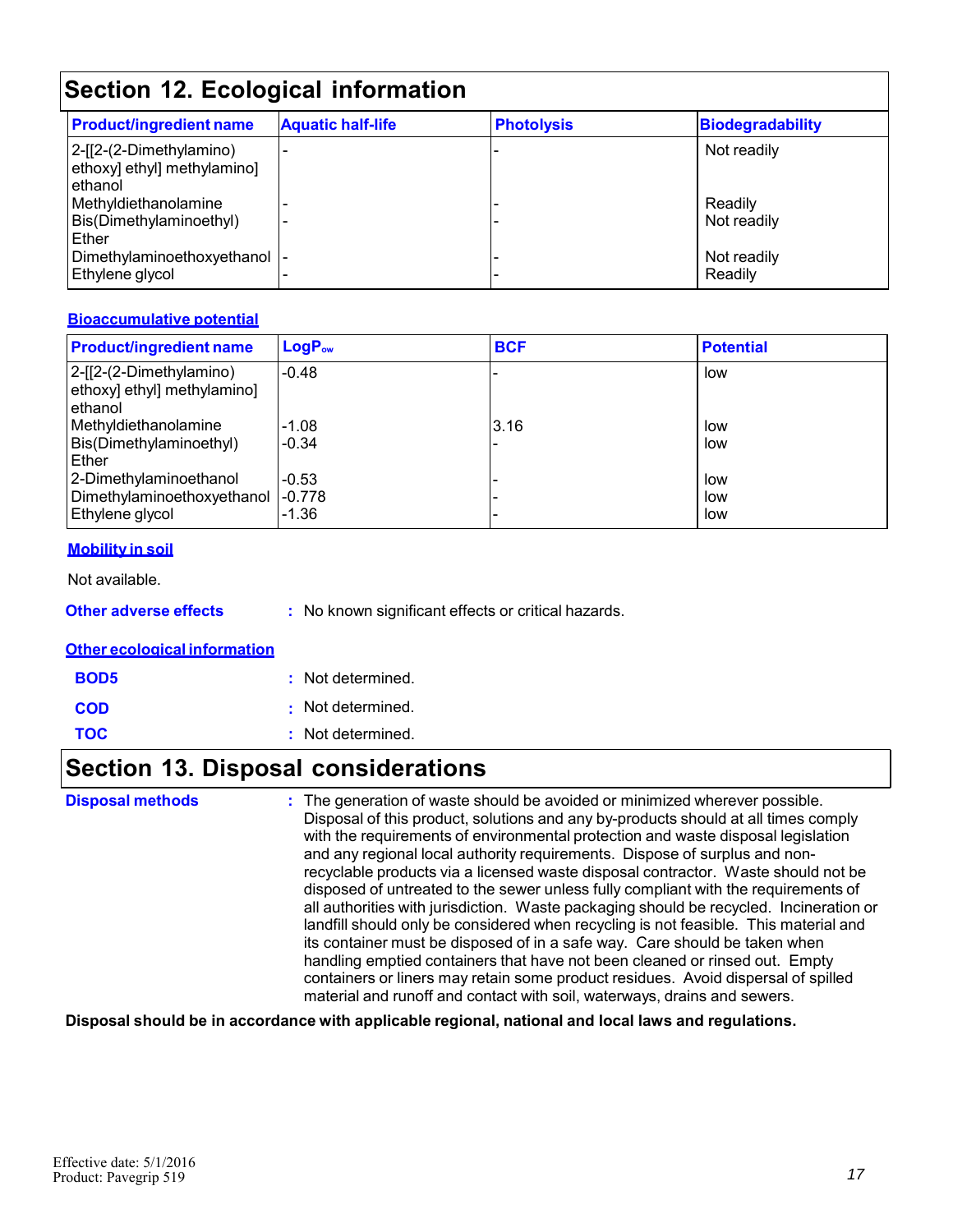## Section 12. Ecological information

| Product/ingredient name | Aquatic half-life | Photolysis | Biodegradability |
|---|---|---|---|
| 2-[[2-(2-Dimethylamino) ethoxy] ethyl] methylamino] ethanol | - | - | Not readily |
| Methyldiethanolamine | - | - | Readily |
| Bis(Dimethylaminoethyl) Ether | - | - | Not readily |
| Dimethylaminoethoxyethanol | - | - | Not readily |
| Ethylene glycol | - | - | Readily |

### Bioaccumulative potential

| Product/ingredient name | $LogP_{ow}$ | BCF | Potential |
|---|---|---|---|
| 2-[[2-(2-Dimethylamino) ethoxy] ethyl] methylamino] ethanol | -0.48 | - | low |
| Methyldiethanolamine | -1.08 | 3.16 | low |
| Bis(Dimethylaminoethyl) Ether | -0.34 | - | low |
| 2-Dimethylaminoethanol | -0.53 | - | low |
| Dimethylaminoethoxyethanol | -0.778 | - | low |
| Ethylene glycol | -1.36 | - | low |

### Mobility in soil

Not available.

**Other adverse effects** : No known significant effects or critical hazards.

### Other ecological information

**BOD5** : Not determined.

**COD** : Not determined.

**TOC** : Not determined.

## Section 13. Disposal considerations

**Disposal methods** : The generation of waste should be avoided or minimized wherever possible. Disposal of this product, solutions and any by-products should at all times comply with the requirements of environmental protection and waste disposal legislation and any regional local authority requirements. Dispose of surplus and non-recyclable products via a licensed waste disposal contractor. Waste should not be disposed of untreated to the sewer unless fully compliant with the requirements of all authorities with jurisdiction. Waste packaging should be recycled. Incineration or landfill should only be considered when recycling is not feasible. This material and its container must be disposed of in a safe way. Care should be taken when handling emptied containers that have not been cleaned or rinsed out. Empty containers or liners may retain some product residues. Avoid dispersal of spilled material and runoff and contact with soil, waterways, drains and sewers.

**Disposal should be in accordance with applicable regional, national and local laws and regulations.**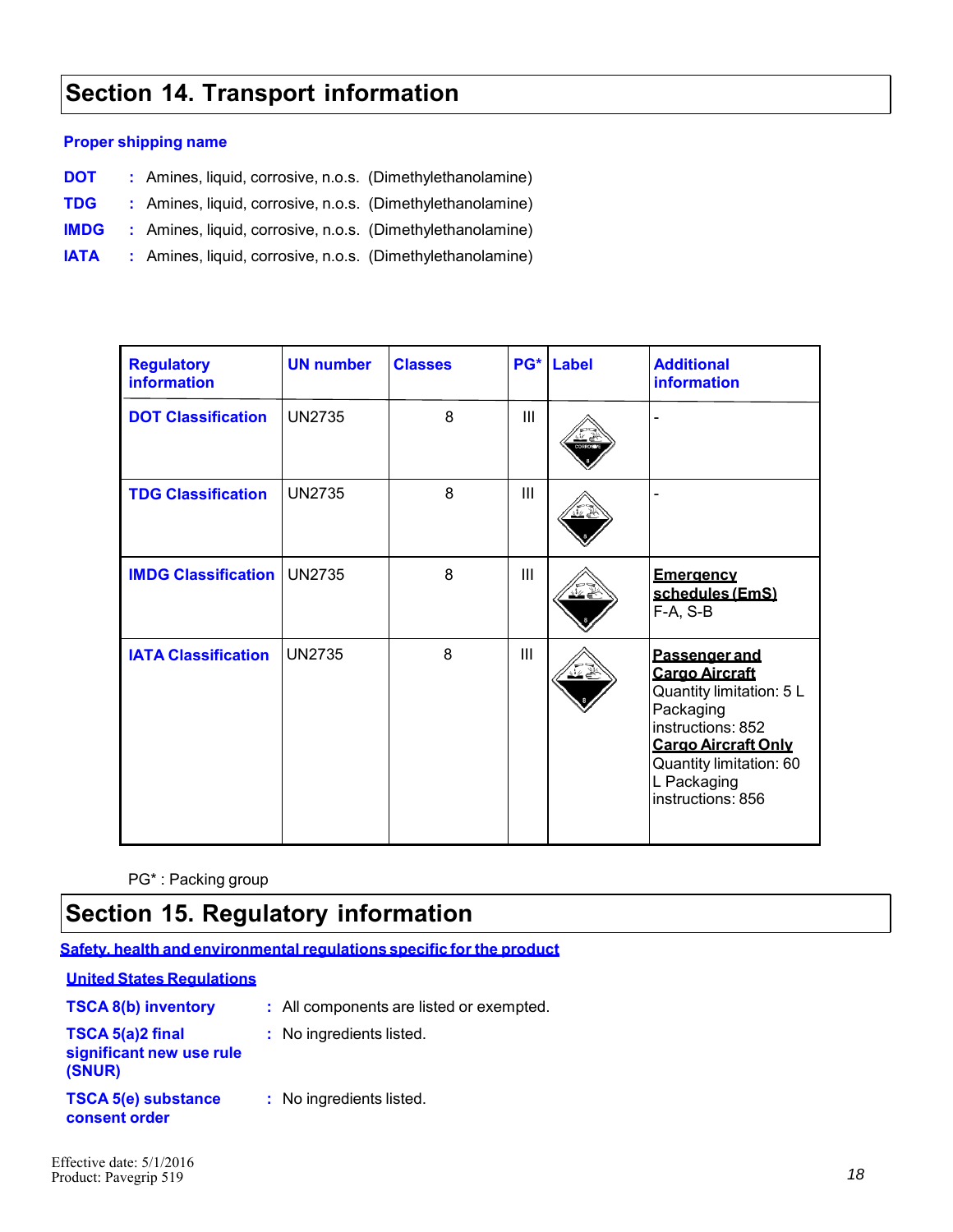## Section 14. Transport information

**Proper shipping name**

**DOT** : Amines, liquid, corrosive, n.o.s. (Dimethylethanolamine)

**TDG** : Amines, liquid, corrosive, n.o.s. (Dimethylethanolamine)

**IMDG** : Amines, liquid, corrosive, n.o.s. (Dimethylethanolamine)

**IATA** : Amines, liquid, corrosive, n.o.s. (Dimethylethanolamine)

| Regulatory information | UN number | Classes | PG* | Label | Additional information |
|---|---|---|---|---|---|
| DOT Classification | UN2735 | 8 | III | | - |
| TDG Classification | UN2735 | 8 | III | | - |
| IMDG Classification | UN2735 | 8 | III | | **Emergency schedules (EmS)** F-A, S-B |
| IATA Classification | UN2735 | 8 | III | | **Passenger and Cargo Aircraft** Quantity limitation: 5 L Packaging instructions: 852 **Cargo Aircraft Only** Quantity limitation: 60 L Packaging instructions: 856 |

PG* : Packing group

## Section 15. Regulatory information

**Safety, health and environmental regulations specific for the product**

**United States Regulations**

**TSCA 8(b) inventory** : All components are listed or exempted.

**TSCA 5(a)2 final significant new use rule (SNUR)** : No ingredients listed.

**TSCA 5(e) substance consent order** : No ingredients listed.

Effective date: 5/1/2016
Product: Pavegrip 519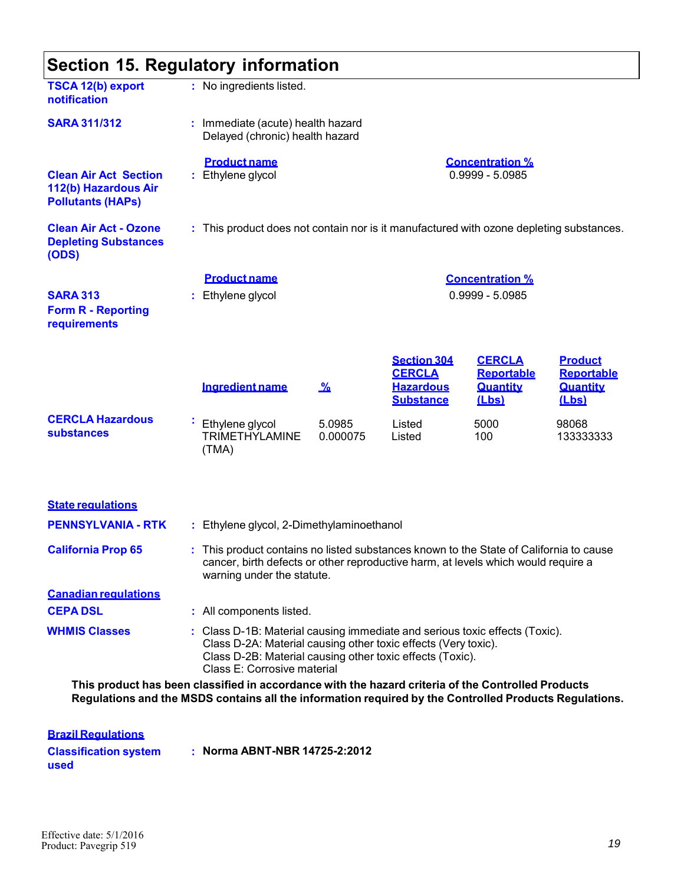## Section 15. Regulatory information

**TSCA 12(b) export notification** : No ingredients listed.

**SARA 311/312** : Immediate (acute) health hazard
Delayed (chronic) health hazard

**Clean Air Act Section 112(b) Hazardous Air Pollutants (HAPs)** :

| Product name | Concentration % |
|---|---|
| Ethylene glycol | 0.9999 - 5.0985 |

**Clean Air Act - Ozone Depleting Substances (ODS)** : This product does not contain nor is it manufactured with ozone depleting substances.

**SARA 313 Form R - Reporting requirements** :

| Product name | Concentration % |
|---|---|
| Ethylene glycol | 0.9999 - 5.0985 |

**CERCLA Hazardous substances** :

| Ingredient name | % | Section 304 CERCLA Hazardous Substance | CERCLA Reportable Quantity (Lbs) | Product Reportable Quantity (Lbs) |
|---|---|---|---|---|
| Ethylene glycol | 5.0985 | Listed | 5000 | 98068 |
| TRIMETHYLAMINE (TMA) | 0.000075 | Listed | 100 | 133333333 |

### State regulations

**PENNSYLVANIA - RTK** : Ethylene glycol, 2-Dimethylaminoethanol

**California Prop 65** : This product contains no listed substances known to the State of California to cause cancer, birth defects or other reproductive harm, at levels which would require a warning under the statute.

### Canadian regulations

**CEPA DSL** : All components listed.

**WHMIS Classes** : Class D-1B: Material causing immediate and serious toxic effects (Toxic).
Class D-2A: Material causing other toxic effects (Very toxic).
Class D-2B: Material causing other toxic effects (Toxic).
Class E: Corrosive material

**This product has been classified in accordance with the hazard criteria of the Controlled Products Regulations and the MSDS contains all the information required by the Controlled Products Regulations.**

### Brazil Regulations

**Classification system used** : **Norma ABNT-NBR 14725-2:2012**

Effective date: 5/1/2016
Product: Pavegrip 519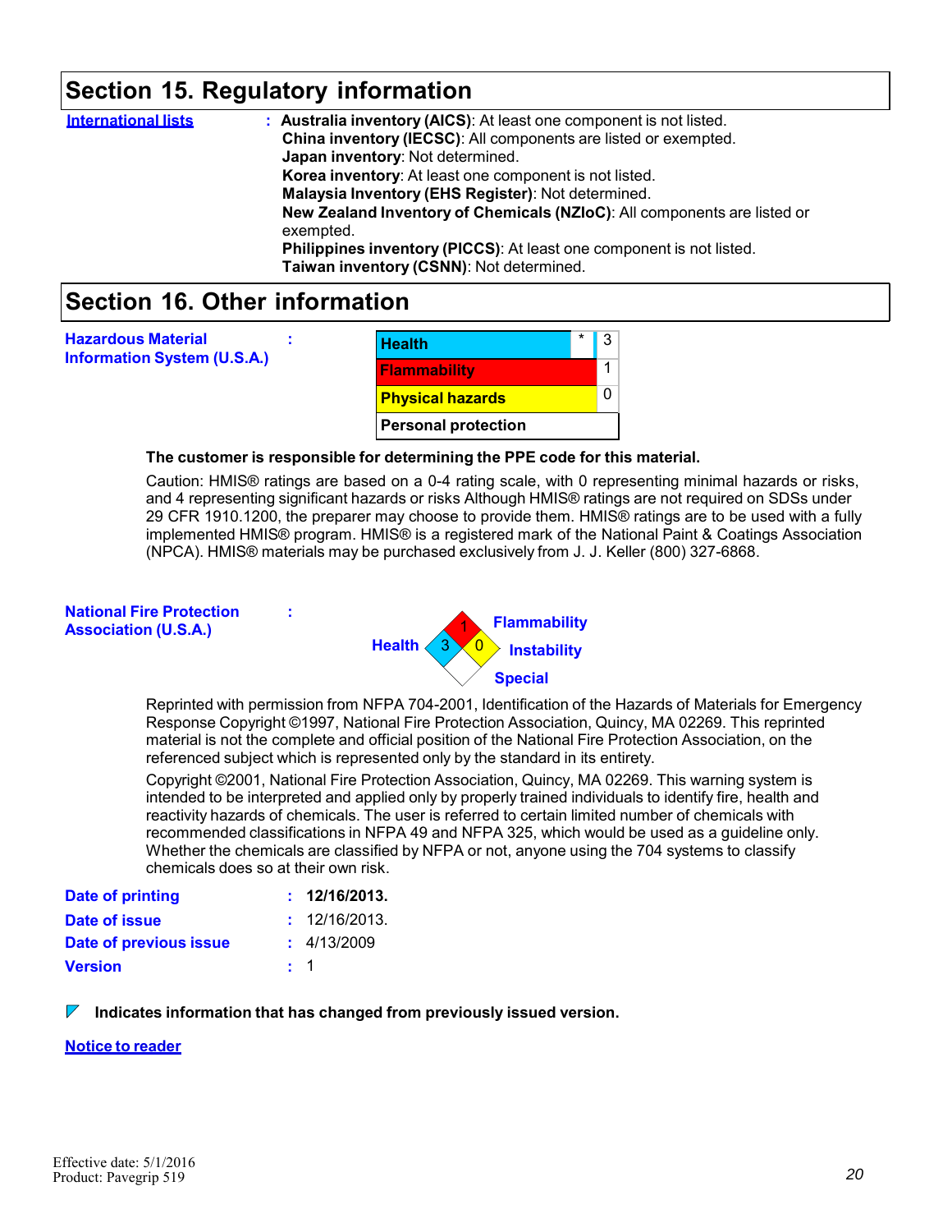## Section 15. Regulatory information

**International lists** : **Australia inventory (AICS)**: At least one component is not listed.
**China inventory (IECSC)**: All components are listed or exempted.
**Japan inventory**: Not determined.
**Korea inventory**: At least one component is not listed.
**Malaysia Inventory (EHS Register)**: Not determined.
**New Zealand Inventory of Chemicals (NZIoC)**: All components are listed or exempted.
**Philippines inventory (PICCS)**: At least one component is not listed.
**Taiwan inventory (CSNN)**: Not determined.

## Section 16. Other information

**Hazardous Material Information System (U.S.A.)** :

| | | |
|---|---|---|
| Health | * | 3 |
| Flammability | | 1 |
| Physical hazards | | 0 |
| Personal protection | | |

**The customer is responsible for determining the PPE code for this material.**

Caution: HMIS® ratings are based on a 0-4 rating scale, with 0 representing minimal hazards or risks, and 4 representing significant hazards or risks Although HMIS® ratings are not required on SDSs under 29 CFR 1910.1200, the preparer may choose to provide them. HMIS® ratings are to be used with a fully implemented HMIS® program. HMIS® is a registered mark of the National Paint & Coatings Association (NPCA). HMIS® materials may be purchased exclusively from J. J. Keller (800) 327-6868.

**National Fire Protection Association (U.S.A.)** :

Health: 3
Flammability: 1
Instability: 0
Special:

Reprinted with permission from NFPA 704-2001, Identification of the Hazards of Materials for Emergency Response Copyright ©1997, National Fire Protection Association, Quincy, MA 02269. This reprinted material is not the complete and official position of the National Fire Protection Association, on the referenced subject which is represented only by the standard in its entirety.

Copyright ©2001, National Fire Protection Association, Quincy, MA 02269. This warning system is intended to be interpreted and applied only by properly trained individuals to identify fire, health and reactivity hazards of chemicals. The user is referred to certain limited number of chemicals with recommended classifications in NFPA 49 and NFPA 325, which would be used as a guideline only. Whether the chemicals are classified by NFPA or not, anyone using the 704 systems to classify chemicals does so at their own risk.

**Date of printing** : **12/16/2013.**
**Date of issue** : 12/16/2013.
**Date of previous issue** : 4/13/2009
**Version** : 1

**Indicates information that has changed from previously issued version.**

**Notice to reader**

Effective date: 5/1/2016
Product: Pavegrip 519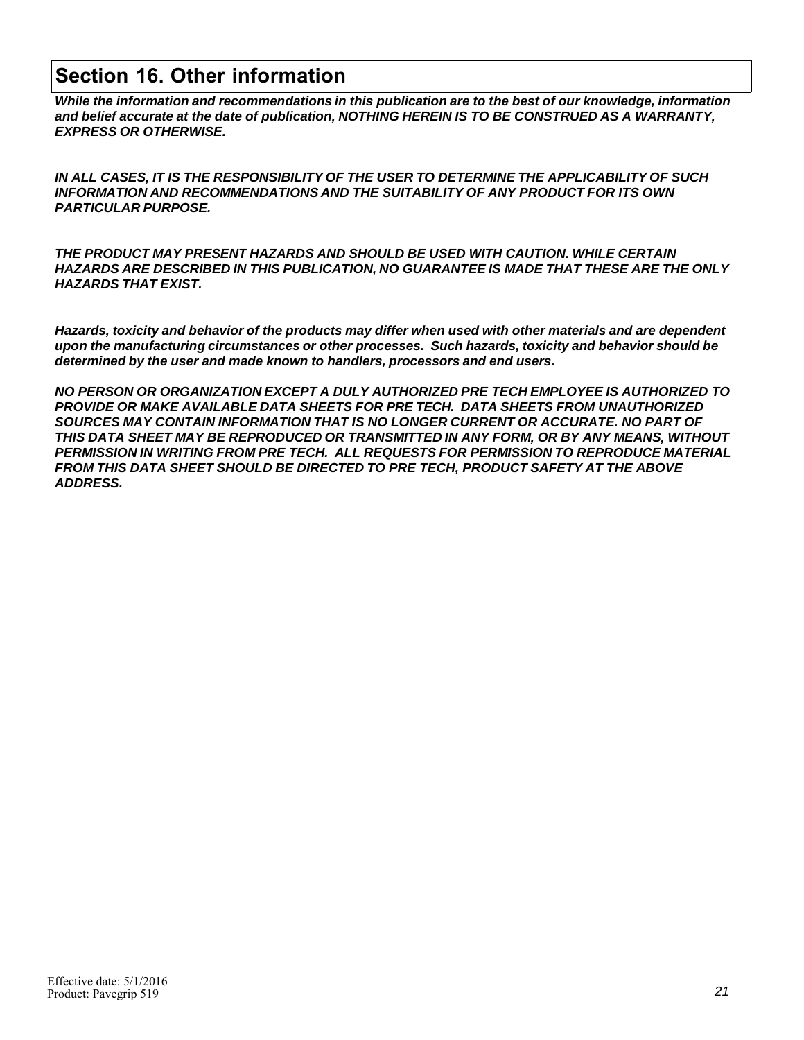## Section 16. Other information

***While the information and recommendations in this publication are to the best of our knowledge, information and belief accurate at the date of publication, NOTHING HEREIN IS TO BE CONSTRUED AS A WARRANTY, EXPRESS OR OTHERWISE.***

***IN ALL CASES, IT IS THE RESPONSIBILITY OF THE USER TO DETERMINE THE APPLICABILITY OF SUCH INFORMATION AND RECOMMENDATIONS AND THE SUITABILITY OF ANY PRODUCT FOR ITS OWN PARTICULAR PURPOSE.***

***THE PRODUCT MAY PRESENT HAZARDS AND SHOULD BE USED WITH CAUTION. WHILE CERTAIN HAZARDS ARE DESCRIBED IN THIS PUBLICATION, NO GUARANTEE IS MADE THAT THESE ARE THE ONLY HAZARDS THAT EXIST.***

***Hazards, toxicity and behavior of the products may differ when used with other materials and are dependent upon the manufacturing circumstances or other processes. Such hazards, toxicity and behavior should be determined by the user and made known to handlers, processors and end users.***

***NO PERSON OR ORGANIZATION EXCEPT A DULY AUTHORIZED PRE TECH EMPLOYEE IS AUTHORIZED TO PROVIDE OR MAKE AVAILABLE DATA SHEETS FOR PRE TECH. DATA SHEETS FROM UNAUTHORIZED SOURCES MAY CONTAIN INFORMATION THAT IS NO LONGER CURRENT OR ACCURATE. NO PART OF THIS DATA SHEET MAY BE REPRODUCED OR TRANSMITTED IN ANY FORM, OR BY ANY MEANS, WITHOUT PERMISSION IN WRITING FROM PRE TECH. ALL REQUESTS FOR PERMISSION TO REPRODUCE MATERIAL FROM THIS DATA SHEET SHOULD BE DIRECTED TO PRE TECH, PRODUCT SAFETY AT THE ABOVE ADDRESS.***